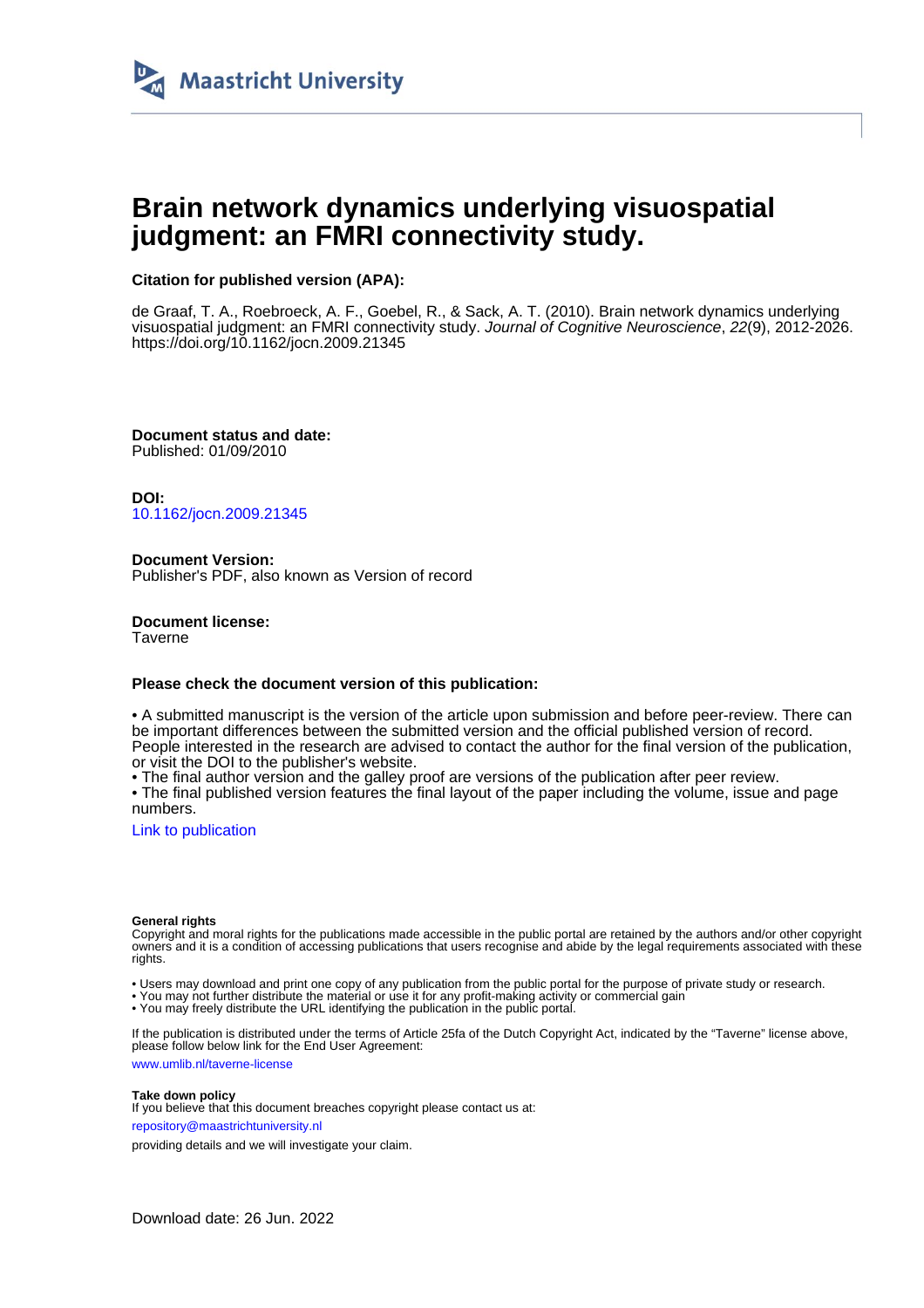Maastricht University

# Brain network dynamics underlying visuospatial judgment: an FMRI connectivity study.

**Citation for published version (APA):**

de Graaf, T. A., Roebroeck, A. F., Goebel, R., & Sack, A. T. (2010). Brain network dynamics underlying visuospatial judgment: an FMRI connectivity study. *Journal of Cognitive Neuroscience*, *22*(9), 2012-2026. https://doi.org/10.1162/jocn.2009.21345

**Document status and date:**
Published: 01/09/2010

**DOI:**
10.1162/jocn.2009.21345

**Document Version:**
Publisher's PDF, also known as Version of record

**Document license:**
Taverne

**Please check the document version of this publication:**

• A submitted manuscript is the version of the article upon submission and before peer-review. There can be important differences between the submitted version and the official published version of record. People interested in the research are advised to contact the author for the final version of the publication, or visit the DOI to the publisher's website.
• The final author version and the galley proof are versions of the publication after peer review.
• The final published version features the final layout of the paper including the volume, issue and page numbers.

Link to publication

**General rights**
Copyright and moral rights for the publications made accessible in the public portal are retained by the authors and/or other copyright owners and it is a condition of accessing publications that users recognise and abide by the legal requirements associated with these rights.

• Users may download and print one copy of any publication from the public portal for the purpose of private study or research.
• You may not further distribute the material or use it for any profit-making activity or commercial gain
• You may freely distribute the URL identifying the publication in the public portal.

If the publication is distributed under the terms of Article 25fa of the Dutch Copyright Act, indicated by the "Taverne" license above, please follow below link for the End User Agreement:

www.umlib.nl/taverne-license

**Take down policy**
If you believe that this document breaches copyright please contact us at:

repository@maastrichtuniversity.nl

providing details and we will investigate your claim.

Download date: 26 Jun. 2022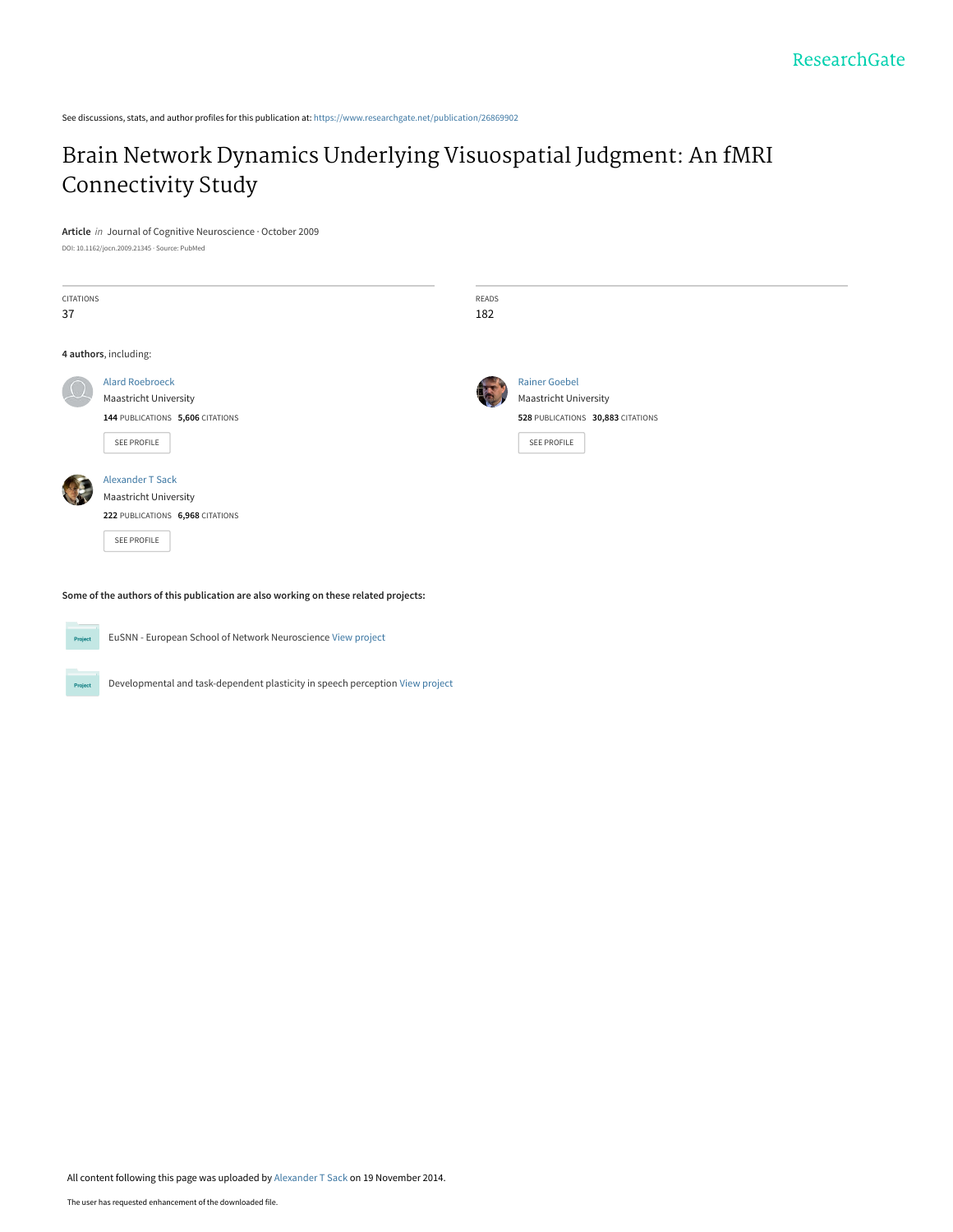ResearchGate

See discussions, stats, and author profiles for this publication at: https://www.researchgate.net/publication/26869902

# Brain Network Dynamics Underlying Visuospatial Judgment: An fMRI Connectivity Study

**Article** *in* Journal of Cognitive Neuroscience · October 2009

DOI: 10.1162/jocn.2009.21345 · Source: PubMed

| CITATIONS | READS |
|---|---|
| 37 | 182 |

**4 authors**, including:

Alard Roebroeck
Maastricht University
**144** PUBLICATIONS **5,606** CITATIONS
SEE PROFILE

Rainer Goebel
Maastricht University
**528** PUBLICATIONS **30,883** CITATIONS
SEE PROFILE

Alexander T Sack
Maastricht University
**222** PUBLICATIONS **6,968** CITATIONS
SEE PROFILE

**Some of the authors of this publication are also working on these related projects:**

Project: EuSNN - European School of Network Neuroscience View project

Project: Developmental and task-dependent plasticity in speech perception View project

All content following this page was uploaded by Alexander T Sack on 19 November 2014.

The user has requested enhancement of the downloaded file.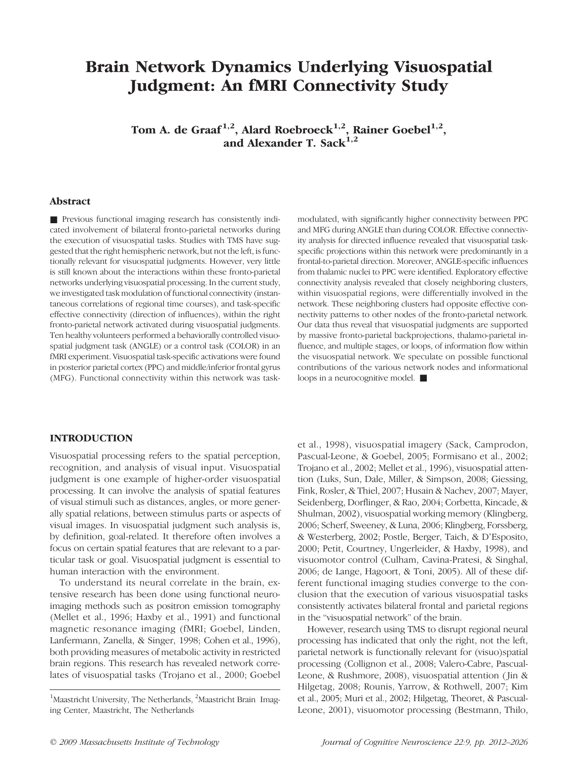# Brain Network Dynamics Underlying Visuospatial Judgment: An fMRI Connectivity Study

**Tom A. de Graaf[1,2], Alard Roebroeck[1,2], Rainer Goebel[1,2], and Alexander T. Sack[1,2]**

## Abstract

■ Previous functional imaging research has consistently indicated involvement of bilateral fronto-parietal networks during the execution of visuospatial tasks. Studies with TMS have suggested that the right hemispheric network, but not the left, is functionally relevant for visuospatial judgments. However, very little is still known about the interactions within these fronto-parietal networks underlying visuospatial processing. In the current study, we investigated task modulation of functional connectivity (instantaneous correlations of regional time courses), and task-specific effective connectivity (direction of influences), within the right fronto-parietal network activated during visuospatial judgments. Ten healthy volunteers performed a behaviorally controlled visuospatial judgment task (ANGLE) or a control task (COLOR) in an fMRI experiment. Visuospatial task-specific activations were found in posterior parietal cortex (PPC) and middle/inferior frontal gyrus (MFG). Functional connectivity within this network was task-modulated, with significantly higher connectivity between PPC and MFG during ANGLE than during COLOR. Effective connectivity analysis for directed influence revealed that visuospatial task-specific projections within this network were predominantly in a frontal-to-parietal direction. Moreover, ANGLE-specific influences from thalamic nuclei to PPC were identified. Exploratory effective connectivity analysis revealed that closely neighboring clusters, within visuospatial regions, were differentially involved in the network. These neighboring clusters had opposite effective connectivity patterns to other nodes of the fronto-parietal network. Our data thus reveal that visuospatial judgments are supported by massive fronto-parietal backprojections, thalamo-parietal influence, and multiple stages, or loops, of information flow within the visuospatial network. We speculate on possible functional contributions of the various network nodes and informational loops in a neurocognitive model. ■

## INTRODUCTION

Visuospatial processing refers to the spatial perception, recognition, and analysis of visual input. Visuospatial judgment is one example of higher-order visuospatial processing. It can involve the analysis of spatial features of visual stimuli such as distances, angles, or more generally spatial relations, between stimulus parts or aspects of visual images. In visuospatial judgment such analysis is, by definition, goal-related. It therefore often involves a focus on certain spatial features that are relevant to a particular task or goal. Visuospatial judgment is essential to human interaction with the environment.

To understand its neural correlate in the brain, extensive research has been done using functional neuroimaging methods such as positron emission tomography (Mellet et al., 1996; Haxby et al., 1991) and functional magnetic resonance imaging (fMRI; Goebel, Linden, Lanfermann, Zanella, & Singer, 1998; Cohen et al., 1996), both providing measures of metabolic activity in restricted brain regions. This research has revealed network correlates of visuospatial tasks (Trojano et al., 2000; Goebel et al., 1998), visuospatial imagery (Sack, Camprodon, Pascual-Leone, & Goebel, 2005; Formisano et al., 2002; Trojano et al., 2002; Mellet et al., 1996), visuospatial attention (Luks, Sun, Dale, Miller, & Simpson, 2008; Giessing, Fink, Rosler, & Thiel, 2007; Husain & Nachev, 2007; Mayer, Seidenberg, Dorflinger, & Rao, 2004; Corbetta, Kincade, & Shulman, 2002), visuospatial working memory (Klingberg, 2006; Scherf, Sweeney, & Luna, 2006; Klingberg, Forssberg, & Westerberg, 2002; Postle, Berger, Taich, & D'Esposito, 2000; Petit, Courtney, Ungerleider, & Haxby, 1998), and visuomotor control (Culham, Cavina-Pratesi, & Singhal, 2006; de Lange, Hagoort, & Toni, 2005). All of these different functional imaging studies converge to the conclusion that the execution of various visuospatial tasks consistently activates bilateral frontal and parietal regions in the "visuospatial network" of the brain.

However, research using TMS to disrupt regional neural processing has indicated that only the right, not the left, parietal network is functionally relevant for (visuo)spatial processing (Collignon et al., 2008; Valero-Cabre, Pascual-Leone, & Rushmore, 2008), visuospatial attention (Jin & Hilgetag, 2008; Rounis, Yarrow, & Rothwell, 2007; Kim et al., 2005; Muri et al., 2002; Hilgetag, Theoret, & Pascual-Leone, 2001), visuomotor processing (Bestmann, Thilo,

[1]Maastricht University, The Netherlands, [2]Maastricht Brain Imaging Center, Maastricht, The Netherlands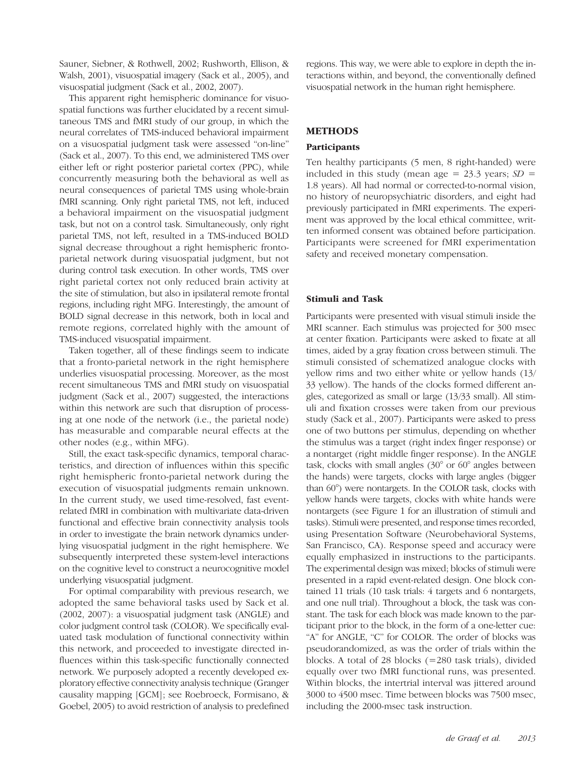Sauner, Siebner, & Rothwell, 2002; Rushworth, Ellison, & Walsh, 2001), visuospatial imagery (Sack et al., 2005), and visuospatial judgment (Sack et al., 2002, 2007).

This apparent right hemispheric dominance for visuospatial functions was further elucidated by a recent simultaneous TMS and fMRI study of our group, in which the neural correlates of TMS-induced behavioral impairment on a visuospatial judgment task were assessed "on-line" (Sack et al., 2007). To this end, we administered TMS over either left or right posterior parietal cortex (PPC), while concurrently measuring both the behavioral as well as neural consequences of parietal TMS using whole-brain fMRI scanning. Only right parietal TMS, not left, induced a behavioral impairment on the visuospatial judgment task, but not on a control task. Simultaneously, only right parietal TMS, not left, resulted in a TMS-induced BOLD signal decrease throughout a right hemispheric fronto-parietal network during visuospatial judgment, but not during control task execution. In other words, TMS over right parietal cortex not only reduced brain activity at the site of stimulation, but also in ipsilateral remote frontal regions, including right MFG. Interestingly, the amount of BOLD signal decrease in this network, both in local and remote regions, correlated highly with the amount of TMS-induced visuospatial impairment.

Taken together, all of these findings seem to indicate that a fronto-parietal network in the right hemisphere underlies visuospatial processing. Moreover, as the most recent simultaneous TMS and fMRI study on visuospatial judgment (Sack et al., 2007) suggested, the interactions within this network are such that disruption of processing at one node of the network (i.e., the parietal node) has measurable and comparable neural effects at the other nodes (e.g., within MFG).

Still, the exact task-specific dynamics, temporal characteristics, and direction of influences within this specific right hemispheric fronto-parietal network during the execution of visuospatial judgments remain unknown. In the current study, we used time-resolved, fast event-related fMRI in combination with multivariate data-driven functional and effective brain connectivity analysis tools in order to investigate the brain network dynamics underlying visuospatial judgment in the right hemisphere. We subsequently interpreted these system-level interactions on the cognitive level to construct a neurocognitive model underlying visuospatial judgment.

For optimal comparability with previous research, we adopted the same behavioral tasks used by Sack et al. (2002, 2007): a visuospatial judgment task (ANGLE) and color judgment control task (COLOR). We specifically evaluated task modulation of functional connectivity within this network, and proceeded to investigate directed influences within this task-specific functionally connected network. We purposely adopted a recently developed exploratory effective connectivity analysis technique (Granger causality mapping [GCM]; see Roebroeck, Formisano, & Goebel, 2005) to avoid restriction of analysis to predefined regions. This way, we were able to explore in depth the interactions within, and beyond, the conventionally defined visuospatial network in the human right hemisphere.

## METHODS

### Participants

Ten healthy participants (5 men, 8 right-handed) were included in this study (mean age = 23.3 years; *SD* = 1.8 years). All had normal or corrected-to-normal vision, no history of neuropsychiatric disorders, and eight had previously participated in fMRI experiments. The experiment was approved by the local ethical committee, written informed consent was obtained before participation. Participants were screened for fMRI experimentation safety and received monetary compensation.

### Stimuli and Task

Participants were presented with visual stimuli inside the MRI scanner. Each stimulus was projected for 300 msec at center fixation. Participants were asked to fixate at all times, aided by a gray fixation cross between stimuli. The stimuli consisted of schematized analogue clocks with yellow rims and two either white or yellow hands (13/33 yellow). The hands of the clocks formed different angles, categorized as small or large (13/33 small). All stimuli and fixation crosses were taken from our previous study (Sack et al., 2007). Participants were asked to press one of two buttons per stimulus, depending on whether the stimulus was a target (right index finger response) or a nontarget (right middle finger response). In the ANGLE task, clocks with small angles (30° or 60° angles between the hands) were targets, clocks with large angles (bigger than 60°) were nontargets. In the COLOR task, clocks with yellow hands were targets, clocks with white hands were nontargets (see Figure 1 for an illustration of stimuli and tasks). Stimuli were presented, and response times recorded, using Presentation Software (Neurobehavioral Systems, San Francisco, CA). Response speed and accuracy were equally emphasized in instructions to the participants. The experimental design was mixed; blocks of stimuli were presented in a rapid event-related design. One block contained 11 trials (10 task trials: 4 targets and 6 nontargets, and one null trial). Throughout a block, the task was constant. The task for each block was made known to the participant prior to the block, in the form of a one-letter cue: "A" for ANGLE, "C" for COLOR. The order of blocks was pseudorandomized, as was the order of trials within the blocks. A total of 28 blocks (=280 task trials), divided equally over two fMRI functional runs, was presented. Within blocks, the intertrial interval was jittered around 3000 to 4500 msec. Time between blocks was 7500 msec, including the 2000-msec task instruction.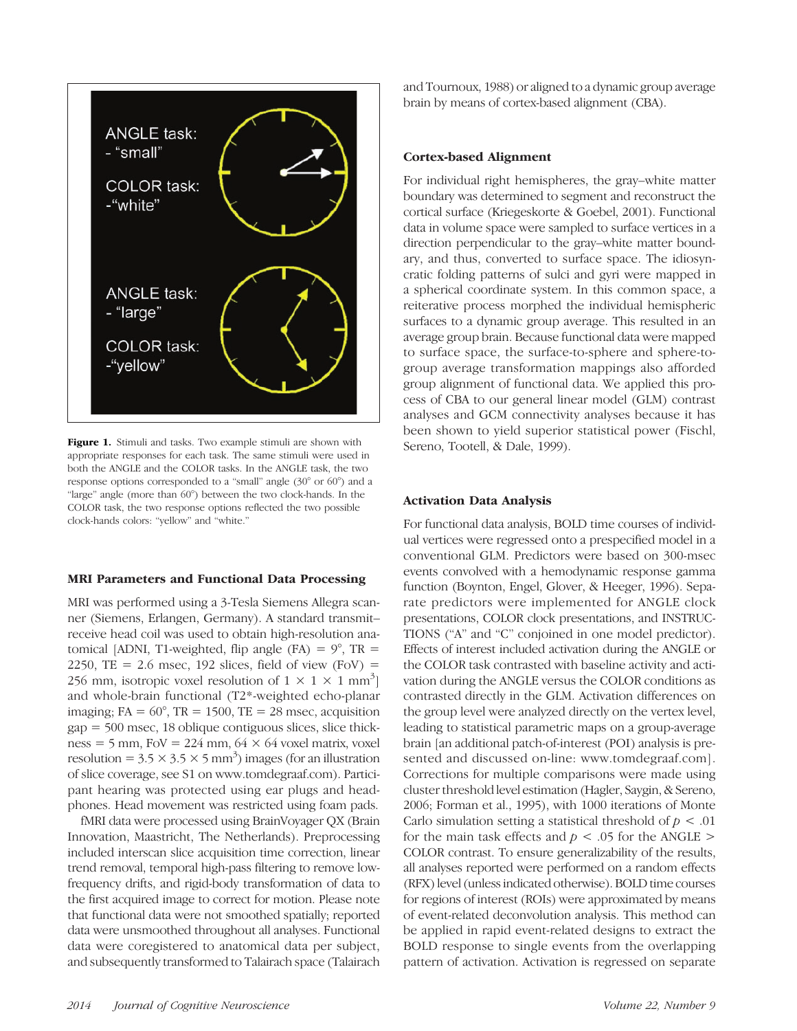Figure 1. Stimuli and tasks. Two example stimuli are shown with appropriate responses for each task. The same stimuli were used in both the ANGLE and the COLOR tasks. In the ANGLE task, the two response options corresponded to a "small" angle (30° or 60°) and a "large" angle (more than 60°) between the two clock-hands. In the COLOR task, the two response options reflected the two possible clock-hands colors: "yellow" and "white."

### MRI Parameters and Functional Data Processing

MRI was performed using a 3-Tesla Siemens Allegra scanner (Siemens, Erlangen, Germany). A standard transmit–receive head coil was used to obtain high-resolution anatomical [ADNI, T1-weighted, flip angle (FA) = 9°, TR = 2250, TE = 2.6 msec, 192 slices, field of view (FoV) = 256 mm, isotropic voxel resolution of $1 \times 1 \times 1$ mm$^3$] and whole-brain functional (T2*-weighted echo-planar imaging; FA = 60°, TR = 1500, TE = 28 msec, acquisition gap = 500 msec, 18 oblique contiguous slices, slice thickness = 5 mm, FoV = 224 mm, $64 \times 64$ voxel matrix, voxel resolution = $3.5 \times 3.5 \times 5$ mm$^3$) images (for an illustration of slice coverage, see S1 on www.tomdegraaf.com). Participant hearing was protected using ear plugs and headphones. Head movement was restricted using foam pads.

fMRI data were processed using BrainVoyager QX (Brain Innovation, Maastricht, The Netherlands). Preprocessing included interscan slice acquisition time correction, linear trend removal, temporal high-pass filtering to remove low-frequency drifts, and rigid-body transformation of data to the first acquired image to correct for motion. Please note that functional data were not smoothed spatially; reported data were unsmoothed throughout all analyses. Functional data were coregistered to anatomical data per subject, and subsequently transformed to Talairach space (Talairach and Tournoux, 1988) or aligned to a dynamic group average brain by means of cortex-based alignment (CBA).

### Cortex-based Alignment

For individual right hemispheres, the gray–white matter boundary was determined to segment and reconstruct the cortical surface (Kriegeskorte & Goebel, 2001). Functional data in volume space were sampled to surface vertices in a direction perpendicular to the gray–white matter boundary, and thus, converted to surface space. The idiosyncratic folding patterns of sulci and gyri were mapped in a spherical coordinate system. In this common space, a reiterative process morphed the individual hemispheric surfaces to a dynamic group average. This resulted in an average group brain. Because functional data were mapped to surface space, the surface-to-sphere and sphere-to-group average transformation mappings also afforded group alignment of functional data. We applied this process of CBA to our general linear model (GLM) contrast analyses and GCM connectivity analyses because it has been shown to yield superior statistical power (Fischl, Sereno, Tootell, & Dale, 1999).

### Activation Data Analysis

For functional data analysis, BOLD time courses of individual vertices were regressed onto a prespecified model in a conventional GLM. Predictors were based on 300-msec events convolved with a hemodynamic response gamma function (Boynton, Engel, Glover, & Heeger, 1996). Separate predictors were implemented for ANGLE clock presentations, COLOR clock presentations, and INSTRUCTIONS ("A" and "C" conjoined in one model predictor). Effects of interest included activation during the ANGLE or the COLOR task contrasted with baseline activity and activation during the ANGLE versus the COLOR conditions as contrasted directly in the GLM. Activation differences on the group level were analyzed directly on the vertex level, leading to statistical parametric maps on a group-average brain [an additional patch-of-interest (POI) analysis is presented and discussed on-line: www.tomdegraaf.com]. Corrections for multiple comparisons were made using cluster threshold level estimation (Hagler, Saygin, & Sereno, 2006; Forman et al., 1995), with 1000 iterations of Monte Carlo simulation setting a statistical threshold of $p < .01$ for the main task effects and $p < .05$ for the ANGLE > COLOR contrast. To ensure generalizability of the results, all analyses reported were performed on a random effects (RFX) level (unless indicated otherwise). BOLD time courses for regions of interest (ROIs) were approximated by means of event-related deconvolution analysis. This method can be applied in rapid event-related designs to extract the BOLD response to single events from the overlapping pattern of activation. Activation is regressed on separate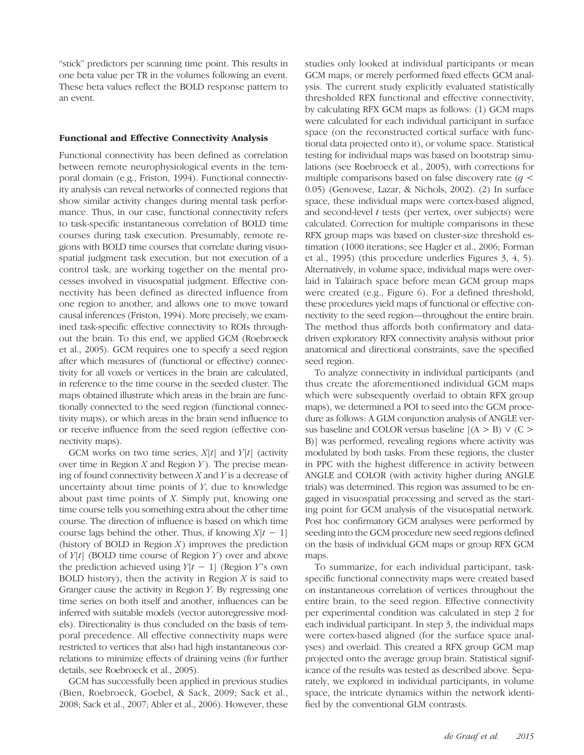"stick" predictors per scanning time point. This results in one beta value per TR in the volumes following an event. These beta values reflect the BOLD response pattern to an event.

### Functional and Effective Connectivity Analysis

Functional connectivity has been defined as correlation between remote neurophysiological events in the temporal domain (e.g., Friston, 1994). Functional connectivity analysis can reveal networks of connected regions that show similar activity changes during mental task performance. Thus, in our case, functional connectivity refers to task-specific instantaneous correlation of BOLD time courses during task execution. Presumably, remote regions with BOLD time courses that correlate during visuospatial judgment task execution, but not execution of a control task, are working together on the mental processes involved in visuospatial judgment. Effective connectivity has been defined as directed influence from one region to another, and allows one to move toward causal inferences (Friston, 1994). More precisely, we examined task-specific effective connectivity to ROIs throughout the brain. To this end, we applied GCM (Roebroeck et al., 2005). GCM requires one to specify a seed region after which measures of (functional or effective) connectivity for all voxels or vertices in the brain are calculated, in reference to the time course in the seeded cluster. The maps obtained illustrate which areas in the brain are functionally connected to the seed region (functional connectivity maps), or which areas in the brain send influence to or receive influence from the seed region (effective connectivity maps).

GCM works on two time series, $X[t]$ and $Y[t]$ (activity over time in Region $X$ and Region $Y$). The precise meaning of found connectivity between $X$ and $Y$ is a decrease of uncertainty about time points of $Y$, due to knowledge about past time points of $X$. Simply put, knowing one time course tells you something extra about the other time course. The direction of influence is based on which time course lags behind the other. Thus, if knowing $X[t-1]$ (history of BOLD in Region $X$) improves the prediction of $Y[t]$ (BOLD time course of Region $Y$) over and above the prediction achieved using $Y[t-1]$ (Region $Y$'s own BOLD history), then the activity in Region $X$ is said to Granger cause the activity in Region $Y$. By regressing one time series on both itself and another, influences can be inferred with suitable models (vector autoregressive models). Directionality is thus concluded on the basis of temporal precedence. All effective connectivity maps were restricted to vertices that also had high instantaneous correlations to minimize effects of draining veins (for further details, see Roebroeck et al., 2005).

GCM has successfully been applied in previous studies (Bien, Roebroeck, Goebel, & Sack, 2009; Sack et al., 2008; Sack et al., 2007; Abler et al., 2006). However, these studies only looked at individual participants or mean GCM maps, or merely performed fixed effects GCM analysis. The current study explicitly evaluated statistically thresholded RFX functional and effective connectivity, by calculating RFX GCM maps as follows: (1) GCM maps were calculated for each individual participant in surface space (on the reconstructed cortical surface with functional data projected onto it), or volume space. Statistical testing for individual maps was based on bootstrap simulations (see Roebroeck et al., 2005), with corrections for multiple comparisons based on false discovery rate ($q < 0.05$) (Genovese, Lazar, & Nichols, 2002). (2) In surface space, these individual maps were cortex-based aligned, and second-level $t$ tests (per vertex, over subjects) were calculated. Correction for multiple comparisons in these RFX group maps was based on cluster-size threshold estimation (1000 iterations; see Hagler et al., 2006; Forman et al., 1995) (this procedure underlies Figures 3, 4, 5). Alternatively, in volume space, individual maps were overlaid in Talairach space before mean GCM group maps were created (e.g., Figure 6). For a defined threshold, these procedures yield maps of functional or effective connectivity to the seed region—throughout the entire brain. The method thus affords both confirmatory and data-driven exploratory RFX connectivity analysis without prior anatomical and directional constraints, save the specified seed region.

To analyze connectivity in individual participants (and thus create the aforementioned individual GCM maps which were subsequently overlaid to obtain RFX group maps), we determined a POI to seed into the GCM procedure as follows: A GLM conjunction analysis of ANGLE versus baseline and COLOR versus baseline [$(A > B) \vee (C > B)$] was performed, revealing regions where activity was modulated by both tasks. From these regions, the cluster in PPC with the highest difference in activity between ANGLE and COLOR (with activity higher during ANGLE trials) was determined. This region was assumed to be engaged in visuospatial processing and served as the starting point for GCM analysis of the visuospatial network. Post hoc confirmatory GCM analyses were performed by seeding into the GCM procedure new seed regions defined on the basis of individual GCM maps or group RFX GCM maps.

To summarize, for each individual participant, task-specific functional connectivity maps were created based on instantaneous correlation of vertices throughout the entire brain, to the seed region. Effective connectivity per experimental condition was calculated in step 2 for each individual participant. In step 3, the individual maps were cortex-based aligned (for the surface space analyses) and overlaid. This created a RFX group GCM map projected onto the average group brain. Statistical significance of the results was tested as described above. Separately, we explored in individual participants, in volume space, the intricate dynamics within the network identified by the conventional GLM contrasts.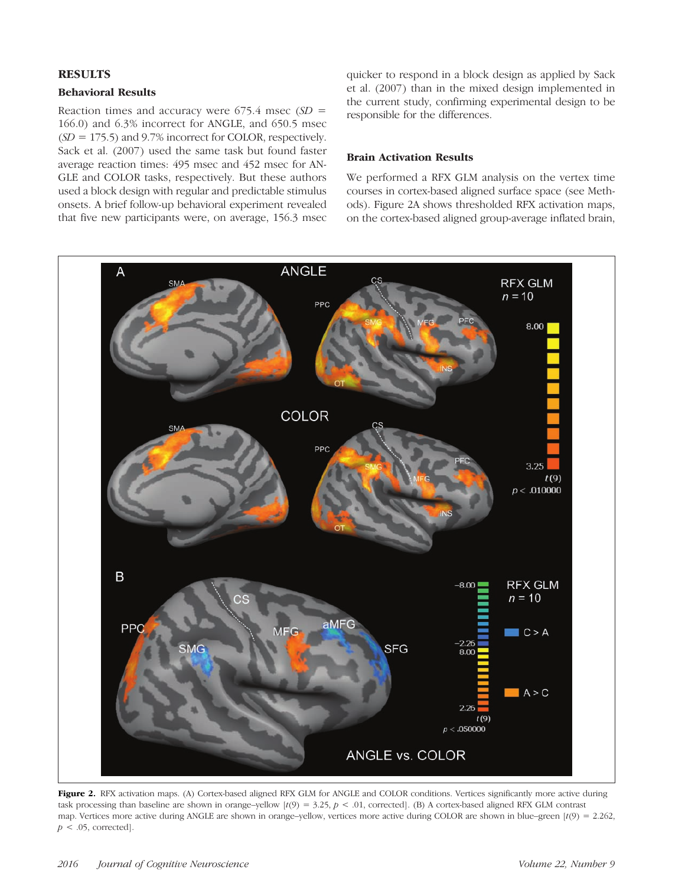## RESULTS

### Behavioral Results

Reaction times and accuracy were 675.4 msec (*SD* = 166.0) and 6.3% incorrect for ANGLE, and 650.5 msec (*SD* = 175.5) and 9.7% incorrect for COLOR, respectively. Sack et al. (2007) used the same task but found faster average reaction times: 495 msec and 452 msec for ANGLE and COLOR tasks, respectively. But these authors used a block design with regular and predictable stimulus onsets. A brief follow-up behavioral experiment revealed that five new participants were, on average, 156.3 msec quicker to respond in a block design as applied by Sack et al. (2007) than in the mixed design implemented in the current study, confirming experimental design to be responsible for the differences.

### Brain Activation Results

We performed a RFX GLM analysis on the vertex time courses in cortex-based aligned surface space (see Methods). Figure 2A shows thresholded RFX activation maps, on the cortex-based aligned group-average inflated brain,

**Figure 2.** RFX activation maps. (A) Cortex-based aligned RFX GLM for ANGLE and COLOR conditions. Vertices significantly more active during task processing than baseline are shown in orange–yellow [$t(9) = 3.25$, $p < .01$, corrected]. (B) A cortex-based aligned RFX GLM contrast map. Vertices more active during ANGLE are shown in orange–yellow, vertices more active during COLOR are shown in blue–green [$t(9) = 2.262$, $p < .05$, corrected].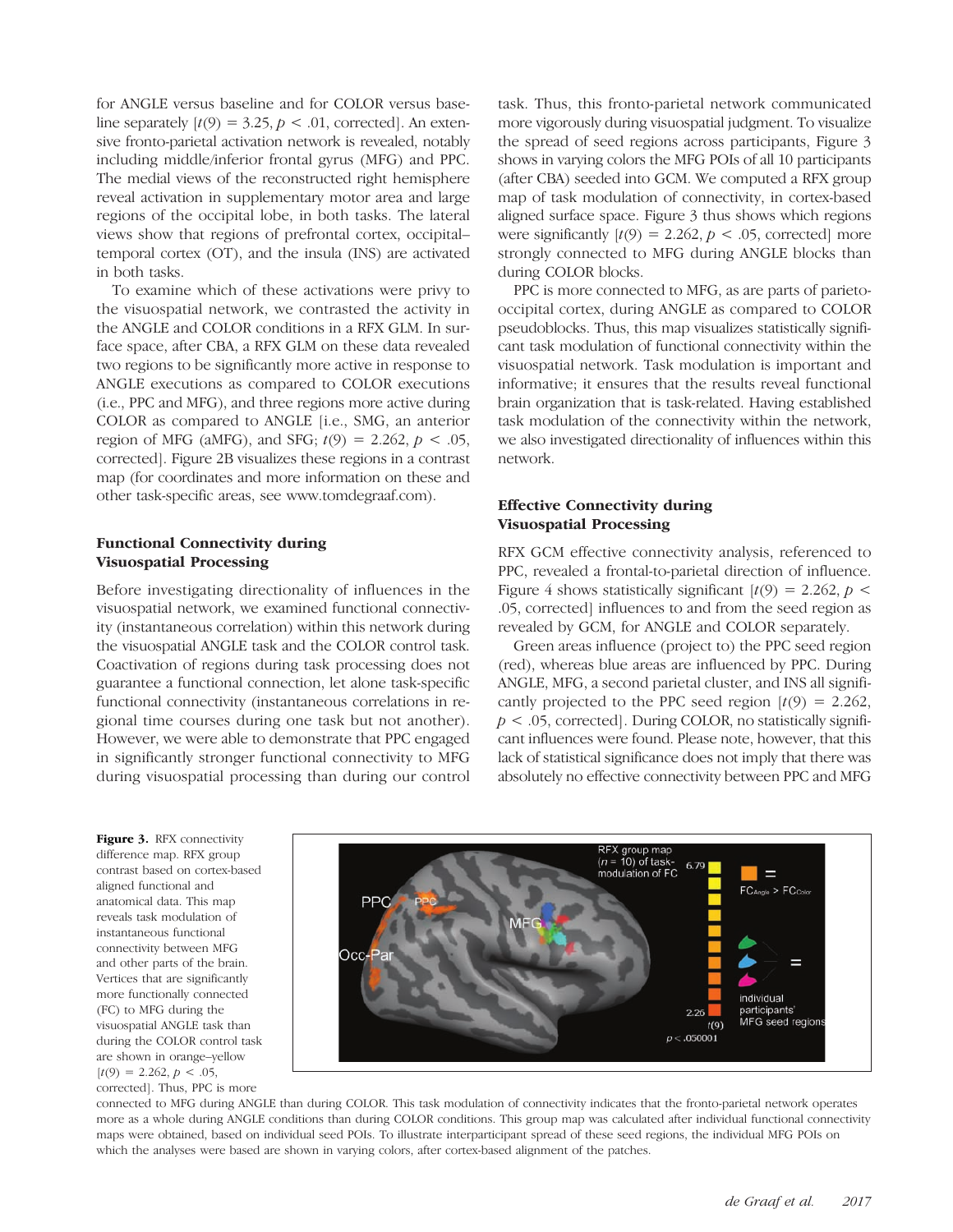for ANGLE versus baseline and for COLOR versus baseline separately [$t(9) = 3.25$, $p < .01$, corrected]. An extensive fronto-parietal activation network is revealed, notably including middle/inferior frontal gyrus (MFG) and PPC. The medial views of the reconstructed right hemisphere reveal activation in supplementary motor area and large regions of the occipital lobe, in both tasks. The lateral views show that regions of prefrontal cortex, occipital–temporal cortex (OT), and the insula (INS) are activated in both tasks.

To examine which of these activations were privy to the visuospatial network, we contrasted the activity in the ANGLE and COLOR conditions in a RFX GLM. In surface space, after CBA, a RFX GLM on these data revealed two regions to be significantly more active in response to ANGLE executions as compared to COLOR executions (i.e., PPC and MFG), and three regions more active during COLOR as compared to ANGLE [i.e., SMG, an anterior region of MFG (aMFG), and SFG; $t(9) = 2.262$, $p < .05$, corrected]. Figure 2B visualizes these regions in a contrast map (for coordinates and more information on these and other task-specific areas, see www.tomdegraaf.com).

## Functional Connectivity during Visuospatial Processing

Before investigating directionality of influences in the visuospatial network, we examined functional connectivity (instantaneous correlation) within this network during the visuospatial ANGLE task and the COLOR control task. Coactivation of regions during task processing does not guarantee a functional connection, let alone task-specific functional connectivity (instantaneous correlations in regional time courses during one task but not another). However, we were able to demonstrate that PPC engaged in significantly stronger functional connectivity to MFG during visuospatial processing than during our control task. Thus, this fronto-parietal network communicated more vigorously during visuospatial judgment. To visualize the spread of seed regions across participants, Figure 3 shows in varying colors the MFG POIs of all 10 participants (after CBA) seeded into GCM. We computed a RFX group map of task modulation of connectivity, in cortex-based aligned surface space. Figure 3 thus shows which regions were significantly [$t(9) = 2.262$, $p < .05$, corrected] more strongly connected to MFG during ANGLE blocks than during COLOR blocks.

PPC is more connected to MFG, as are parts of parieto-occipital cortex, during ANGLE as compared to COLOR pseudoblocks. Thus, this map visualizes statistically significant task modulation of functional connectivity within the visuospatial network. Task modulation is important and informative; it ensures that the results reveal functional brain organization that is task-related. Having established task modulation of the connectivity within the network, we also investigated directionality of influences within this network.

## Effective Connectivity during Visuospatial Processing

RFX GCM effective connectivity analysis, referenced to PPC, revealed a frontal-to-parietal direction of influence. Figure 4 shows statistically significant [$t(9) = 2.262$, $p < .05$, corrected] influences to and from the seed region as revealed by GCM, for ANGLE and COLOR separately.

Green areas influence (project to) the PPC seed region (red), whereas blue areas are influenced by PPC. During ANGLE, MFG, a second parietal cluster, and INS all significantly projected to the PPC seed region [$t(9) = 2.262$, $p < .05$, corrected]. During COLOR, no statistically significant influences were found. Please note, however, that this lack of statistical significance does not imply that there was absolutely no effective connectivity between PPC and MFG

**Figure 3.** RFX connectivity difference map. RFX group contrast based on cortex-based aligned functional and anatomical data. This map reveals task modulation of instantaneous functional connectivity between MFG and other parts of the brain. Vertices that are significantly more functionally connected (FC) to MFG during the visuospatial ANGLE task than during the COLOR control task are shown in orange–yellow [$t(9) = 2.262$, $p < .05$, corrected]. Thus, PPC is more connected to MFG during ANGLE than during COLOR. This task modulation of connectivity indicates that the fronto-parietal network operates more as a whole during ANGLE conditions than during COLOR conditions. This group map was calculated after individual functional connectivity maps were obtained, based on individual seed POIs. To illustrate interparticipant spread of these seed regions, the individual MFG POIs on which the analyses were based are shown in varying colors, after cortex-based alignment of the patches.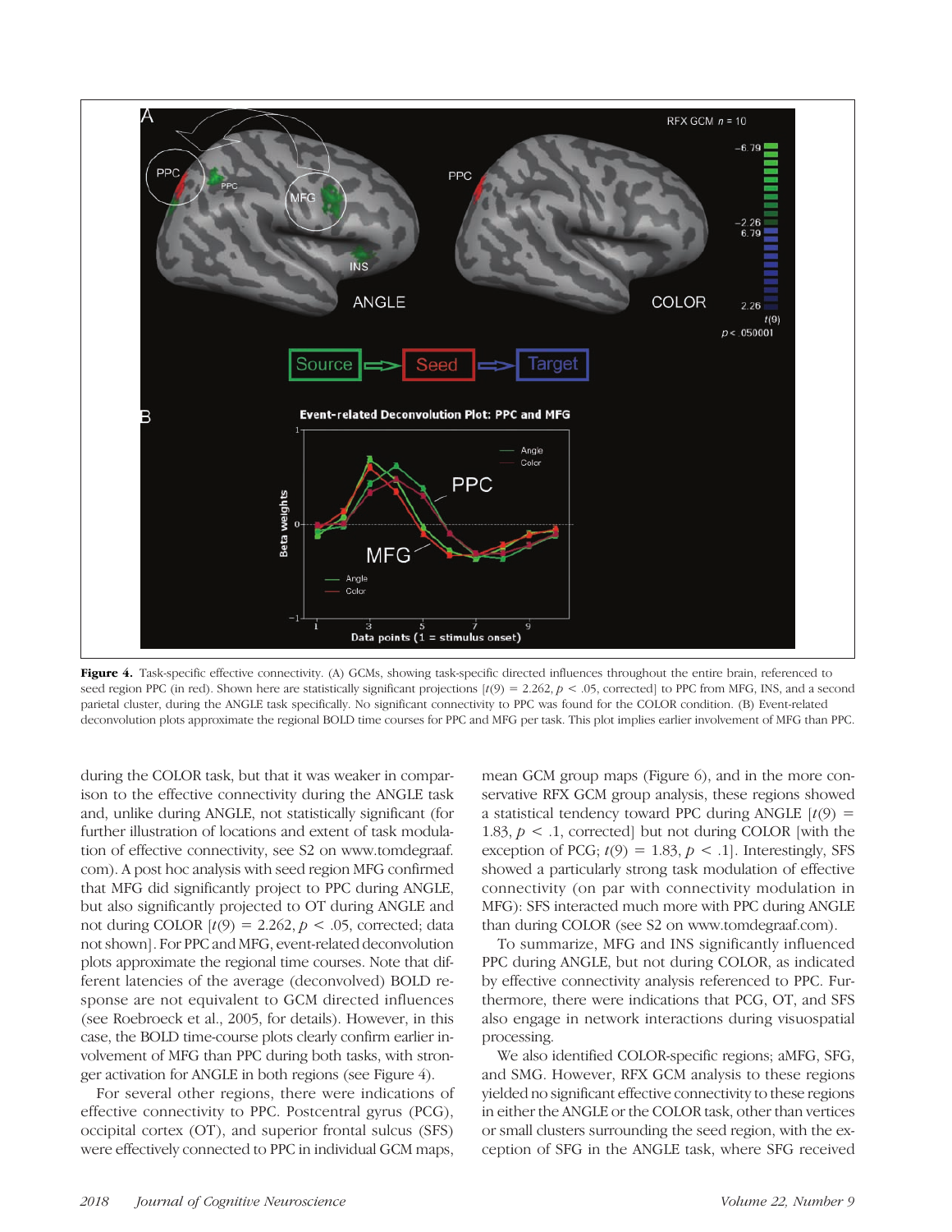**Figure 4.** Task-specific effective connectivity. (A) GCMs, showing task-specific directed influences throughout the entire brain, referenced to seed region PPC (in red). Shown here are statistically significant projections [$t(9) = 2.262$, $p < .05$, corrected] to PPC from MFG, INS, and a second parietal cluster, during the ANGLE task specifically. No significant connectivity to PPC was found for the COLOR condition. (B) Event-related deconvolution plots approximate the regional BOLD time courses for PPC and MFG per task. This plot implies earlier involvement of MFG than PPC.

during the COLOR task, but that it was weaker in comparison to the effective connectivity during the ANGLE task and, unlike during ANGLE, not statistically significant (for further illustration of locations and extent of task modulation of effective connectivity, see S2 on www.tomdegraaf.com). A post hoc analysis with seed region MFG confirmed that MFG did significantly project to PPC during ANGLE, but also significantly projected to OT during ANGLE and not during COLOR [$t(9) = 2.262$, $p < .05$, corrected; data not shown]. For PPC and MFG, event-related deconvolution plots approximate the regional time courses. Note that different latencies of the average (deconvolved) BOLD response are not equivalent to GCM directed influences (see Roebroeck et al., 2005, for details). However, in this case, the BOLD time-course plots clearly confirm earlier involvement of MFG than PPC during both tasks, with stronger activation for ANGLE in both regions (see Figure 4).

For several other regions, there were indications of effective connectivity to PPC. Postcentral gyrus (PCG), occipital cortex (OT), and superior frontal sulcus (SFS) were effectively connected to PPC in individual GCM maps, mean GCM group maps (Figure 6), and in the more conservative RFX GCM group analysis, these regions showed a statistical tendency toward PPC during ANGLE [$t(9) = 1.83$, $p < .1$, corrected] but not during COLOR [with the exception of PCG; $t(9) = 1.83$, $p < .1$]. Interestingly, SFS showed a particularly strong task modulation of effective connectivity (on par with connectivity modulation in MFG): SFS interacted much more with PPC during ANGLE than during COLOR (see S2 on www.tomdegraaf.com).

To summarize, MFG and INS significantly influenced PPC during ANGLE, but not during COLOR, as indicated by effective connectivity analysis referenced to PPC. Furthermore, there were indications that PCG, OT, and SFS also engage in network interactions during visuospatial processing.

We also identified COLOR-specific regions; aMFG, SFG, and SMG. However, RFX GCM analysis to these regions yielded no significant effective connectivity to these regions in either the ANGLE or the COLOR task, other than vertices or small clusters surrounding the seed region, with the exception of SFG in the ANGLE task, where SFG received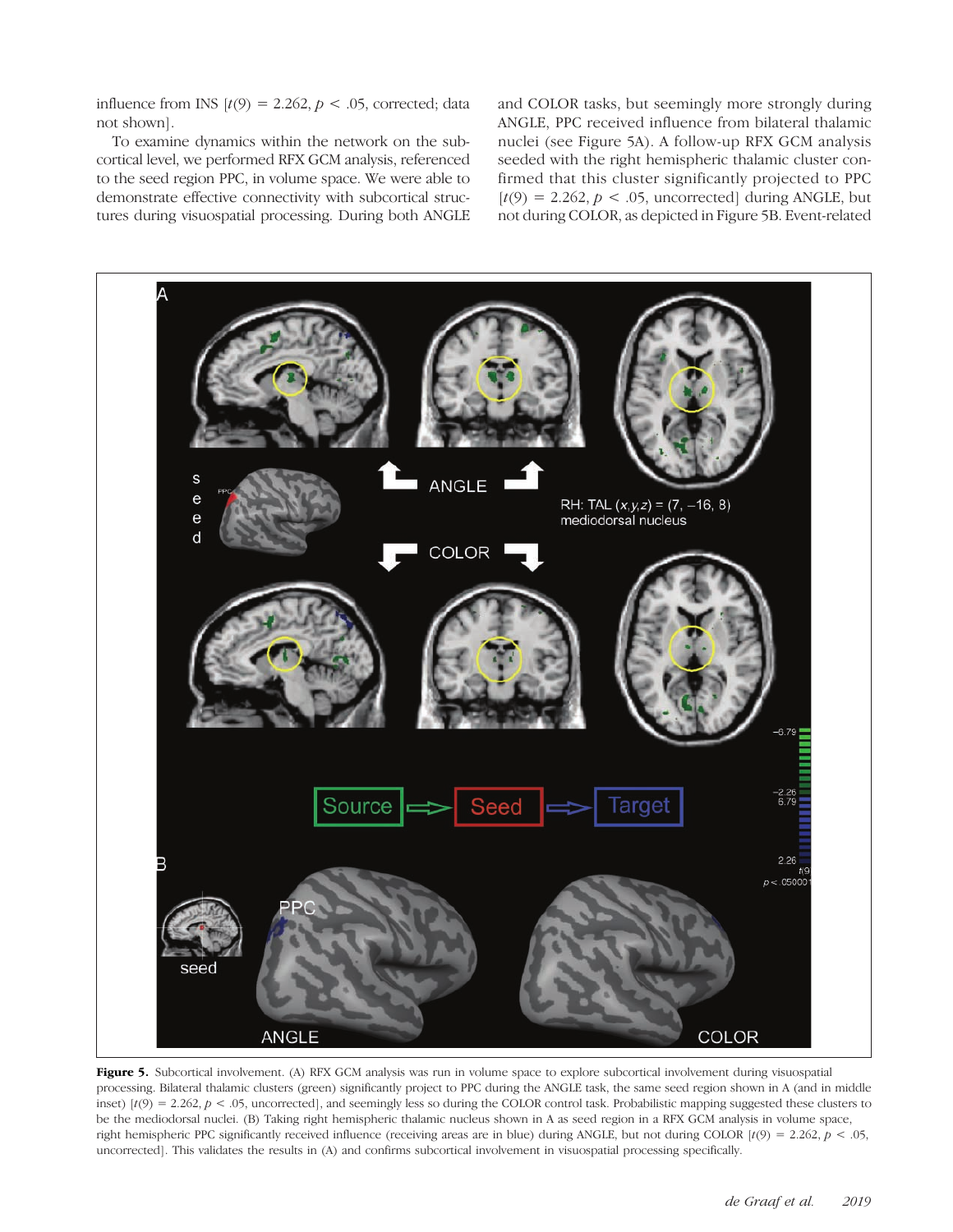influence from INS [$t(9) = 2.262$, $p < .05$, corrected; data not shown].

To examine dynamics within the network on the subcortical level, we performed RFX GCM analysis, referenced to the seed region PPC, in volume space. We were able to demonstrate effective connectivity with subcortical structures during visuospatial processing. During both ANGLE and COLOR tasks, but seemingly more strongly during ANGLE, PPC received influence from bilateral thalamic nuclei (see Figure 5A). A follow-up RFX GCM analysis seeded with the right hemispheric thalamic cluster confirmed that this cluster significantly projected to PPC [$t(9) = 2.262$, $p < .05$, uncorrected] during ANGLE, but not during COLOR, as depicted in Figure 5B. Event-related

**Figure 5.** Subcortical involvement. (A) RFX GCM analysis was run in volume space to explore subcortical involvement during visuospatial processing. Bilateral thalamic clusters (green) significantly project to PPC during the ANGLE task, the same seed region shown in A (and in middle inset) [$t(9) = 2.262$, $p < .05$, uncorrected], and seemingly less so during the COLOR control task. Probabilistic mapping suggested these clusters to be the mediodorsal nuclei. (B) Taking right hemispheric thalamic nucleus shown in A as seed region in a RFX GCM analysis in volume space, right hemispheric PPC significantly received influence (receiving areas are in blue) during ANGLE, but not during COLOR [$t(9) = 2.262$, $p < .05$, uncorrected]. This validates the results in (A) and confirms subcortical involvement in visuospatial processing specifically.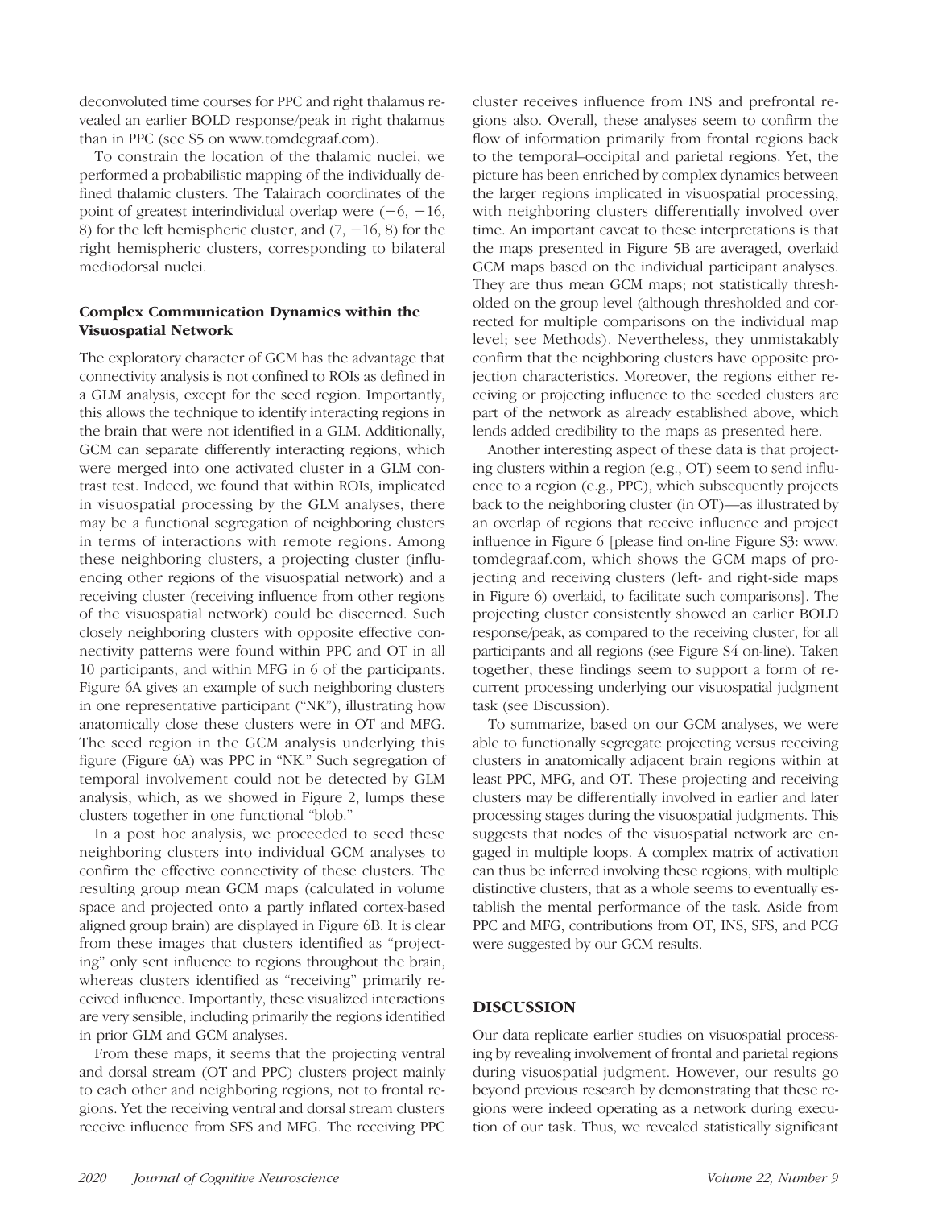deconvoluted time courses for PPC and right thalamus revealed an earlier BOLD response/peak in right thalamus than in PPC (see S5 on www.tomdegraaf.com).

To constrain the location of the thalamic nuclei, we performed a probabilistic mapping of the individually defined thalamic clusters. The Talairach coordinates of the point of greatest interindividual overlap were (−6, −16, 8) for the left hemispheric cluster, and (7, −16, 8) for the right hemispheric clusters, corresponding to bilateral mediodorsal nuclei.

### Complex Communication Dynamics within the Visuospatial Network

The exploratory character of GCM has the advantage that connectivity analysis is not confined to ROIs as defined in a GLM analysis, except for the seed region. Importantly, this allows the technique to identify interacting regions in the brain that were not identified in a GLM. Additionally, GCM can separate differently interacting regions, which were merged into one activated cluster in a GLM contrast test. Indeed, we found that within ROIs, implicated in visuospatial processing by the GLM analyses, there may be a functional segregation of neighboring clusters in terms of interactions with remote regions. Among these neighboring clusters, a projecting cluster (influencing other regions of the visuospatial network) and a receiving cluster (receiving influence from other regions of the visuospatial network) could be discerned. Such closely neighboring clusters with opposite effective connectivity patterns were found within PPC and OT in all 10 participants, and within MFG in 6 of the participants. Figure 6A gives an example of such neighboring clusters in one representative participant ("NK"), illustrating how anatomically close these clusters were in OT and MFG. The seed region in the GCM analysis underlying this figure (Figure 6A) was PPC in "NK." Such segregation of temporal involvement could not be detected by GLM analysis, which, as we showed in Figure 2, lumps these clusters together in one functional "blob."

In a post hoc analysis, we proceeded to seed these neighboring clusters into individual GCM analyses to confirm the effective connectivity of these clusters. The resulting group mean GCM maps (calculated in volume space and projected onto a partly inflated cortex-based aligned group brain) are displayed in Figure 6B. It is clear from these images that clusters identified as "projecting" only sent influence to regions throughout the brain, whereas clusters identified as "receiving" primarily received influence. Importantly, these visualized interactions are very sensible, including primarily the regions identified in prior GLM and GCM analyses.

From these maps, it seems that the projecting ventral and dorsal stream (OT and PPC) clusters project mainly to each other and neighboring regions, not to frontal regions. Yet the receiving ventral and dorsal stream clusters receive influence from SFS and MFG. The receiving PPC cluster receives influence from INS and prefrontal regions also. Overall, these analyses seem to confirm the flow of information primarily from frontal regions back to the temporal–occipital and parietal regions. Yet, the picture has been enriched by complex dynamics between the larger regions implicated in visuospatial processing, with neighboring clusters differentially involved over time. An important caveat to these interpretations is that the maps presented in Figure 5B are averaged, overlaid GCM maps based on the individual participant analyses. They are thus mean GCM maps; not statistically thresholded on the group level (although thresholded and corrected for multiple comparisons on the individual map level; see Methods). Nevertheless, they unmistakably confirm that the neighboring clusters have opposite projection characteristics. Moreover, the regions either receiving or projecting influence to the seeded clusters are part of the network as already established above, which lends added credibility to the maps as presented here.

Another interesting aspect of these data is that projecting clusters within a region (e.g., OT) seem to send influence to a region (e.g., PPC), which subsequently projects back to the neighboring cluster (in OT)—as illustrated by an overlap of regions that receive influence and project influence in Figure 6 [please find on-line Figure S3: www.tomdegraaf.com, which shows the GCM maps of projecting and receiving clusters (left- and right-side maps in Figure 6) overlaid, to facilitate such comparisons]. The projecting cluster consistently showed an earlier BOLD response/peak, as compared to the receiving cluster, for all participants and all regions (see Figure S4 on-line). Taken together, these findings seem to support a form of recurrent processing underlying our visuospatial judgment task (see Discussion).

To summarize, based on our GCM analyses, we were able to functionally segregate projecting versus receiving clusters in anatomically adjacent brain regions within at least PPC, MFG, and OT. These projecting and receiving clusters may be differentially involved in earlier and later processing stages during the visuospatial judgments. This suggests that nodes of the visuospatial network are engaged in multiple loops. A complex matrix of activation can thus be inferred involving these regions, with multiple distinctive clusters, that as a whole seems to eventually establish the mental performance of the task. Aside from PPC and MFG, contributions from OT, INS, SFS, and PCG were suggested by our GCM results.

## DISCUSSION

Our data replicate earlier studies on visuospatial processing by revealing involvement of frontal and parietal regions during visuospatial judgment. However, our results go beyond previous research by demonstrating that these regions were indeed operating as a network during execution of our task. Thus, we revealed statistically significant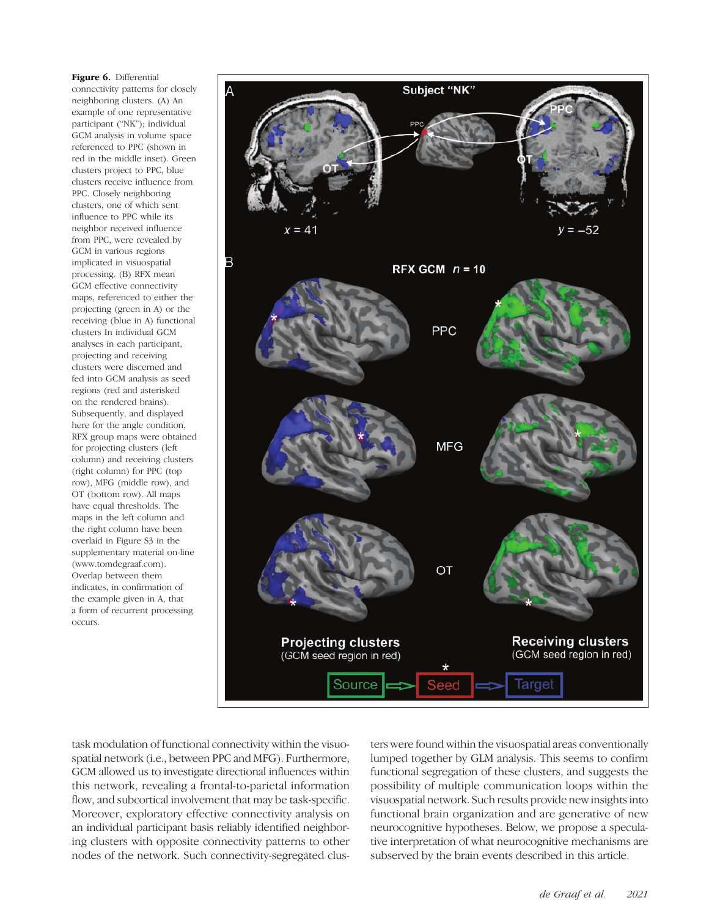**Figure 6.** Differential connectivity patterns for closely neighboring clusters. (A) An example of one representative participant ("NK"); individual GCM analysis in volume space referenced to PPC (shown in red in the middle inset). Green clusters project to PPC, blue clusters receive influence from PPC. Closely neighboring clusters, one of which sent influence to PPC while its neighbor received influence from PPC, were revealed by GCM in various regions implicated in visuospatial processing. (B) RFX mean GCM effective connectivity maps, referenced to either the projecting (green in A) or the receiving (blue in A) functional clusters In individual GCM analyses in each participant, projecting and receiving clusters were discerned and fed into GCM analysis as seed regions (red and asterisked on the rendered brains). Subsequently, and displayed here for the angle condition, RFX group maps were obtained for projecting clusters (left column) and receiving clusters (right column) for PPC (top row), MFG (middle row), and OT (bottom row). All maps have equal thresholds. The maps in the left column and the right column have been overlaid in Figure S3 in the supplementary material on-line (www.tomdegraaf.com). Overlap between them indicates, in confirmation of the example given in A, that a form of recurrent processing occurs.

task modulation of functional connectivity within the visuospatial network (i.e., between PPC and MFG). Furthermore, GCM allowed us to investigate directional influences within this network, revealing a frontal-to-parietal information flow, and subcortical involvement that may be task-specific. Moreover, exploratory effective connectivity analysis on an individual participant basis reliably identified neighboring clusters with opposite connectivity patterns to other nodes of the network. Such connectivity-segregated clusters were found within the visuospatial areas conventionally lumped together by GLM analysis. This seems to confirm functional segregation of these clusters, and suggests the possibility of multiple communication loops within the visuospatial network. Such results provide new insights into functional brain organization and are generative of new neurocognitive hypotheses. Below, we propose a speculative interpretation of what neurocognitive mechanisms are subserved by the brain events described in this article.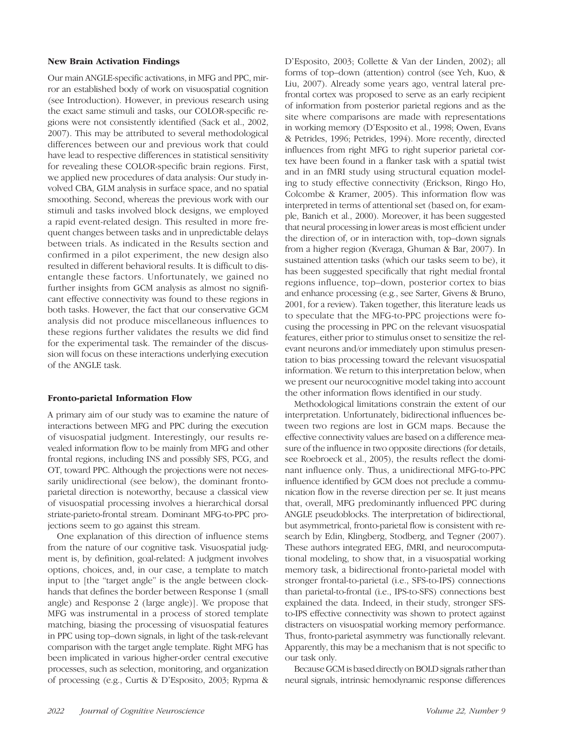### New Brain Activation Findings

Our main ANGLE-specific activations, in MFG and PPC, mirror an established body of work on visuospatial cognition (see Introduction). However, in previous research using the exact same stimuli and tasks, our COLOR-specific regions were not consistently identified (Sack et al., 2002, 2007). This may be attributed to several methodological differences between our and previous work that could have lead to respective differences in statistical sensitivity for revealing these COLOR-specific brain regions. First, we applied new procedures of data analysis: Our study involved CBA, GLM analysis in surface space, and no spatial smoothing. Second, whereas the previous work with our stimuli and tasks involved block designs, we employed a rapid event-related design. This resulted in more frequent changes between tasks and in unpredictable delays between trials. As indicated in the Results section and confirmed in a pilot experiment, the new design also resulted in different behavioral results. It is difficult to disentangle these factors. Unfortunately, we gained no further insights from GCM analysis as almost no significant effective connectivity was found to these regions in both tasks. However, the fact that our conservative GCM analysis did not produce miscellaneous influences to these regions further validates the results we did find for the experimental task. The remainder of the discussion will focus on these interactions underlying execution of the ANGLE task.

### Fronto-parietal Information Flow

A primary aim of our study was to examine the nature of interactions between MFG and PPC during the execution of visuospatial judgment. Interestingly, our results revealed information flow to be mainly from MFG and other frontal regions, including INS and possibly SFS, PCG, and OT, toward PPC. Although the projections were not necessarily unidirectional (see below), the dominant frontoparietal direction is noteworthy, because a classical view of visuospatial processing involves a hierarchical dorsal striate-parieto-frontal stream. Dominant MFG-to-PPC projections seem to go against this stream.

One explanation of this direction of influence stems from the nature of our cognitive task. Visuospatial judgment is, by definition, goal-related: A judgment involves options, choices, and, in our case, a template to match input to [the "target angle" is the angle between clock-hands that defines the border between Response 1 (small angle) and Response 2 (large angle)]. We propose that MFG was instrumental in a process of stored template matching, biasing the processing of visuospatial features in PPC using top–down signals, in light of the task-relevant comparison with the target angle template. Right MFG has been implicated in various higher-order central executive processes, such as selection, monitoring, and organization of processing (e.g., Curtis & D'Esposito, 2003; Rypma & D'Esposito, 2003; Collette & Van der Linden, 2002); all forms of top–down (attention) control (see Yeh, Kuo, & Liu, 2007). Already some years ago, ventral lateral prefrontal cortex was proposed to serve as an early recipient of information from posterior parietal regions and as the site where comparisons are made with representations in working memory (D'Esposito et al., 1998; Owen, Evans & Petrides, 1996; Petrides, 1994). More recently, directed influences from right MFG to right superior parietal cortex have been found in a flanker task with a spatial twist and in an fMRI study using structural equation modeling to study effective connectivity (Erickson, Ringo Ho, Colcombe & Kramer, 2005). This information flow was interpreted in terms of attentional set (based on, for example, Banich et al., 2000). Moreover, it has been suggested that neural processing in lower areas is most efficient under the direction of, or in interaction with, top–down signals from a higher region (Kveraga, Ghuman & Bar, 2007). In sustained attention tasks (which our tasks seem to be), it has been suggested specifically that right medial frontal regions influence, top–down, posterior cortex to bias and enhance processing (e.g., see Sarter, Givens & Bruno, 2001, for a review). Taken together, this literature leads us to speculate that the MFG-to-PPC projections were focusing the processing in PPC on the relevant visuospatial features, either prior to stimulus onset to sensitize the relevant neurons and/or immediately upon stimulus presentation to bias processing toward the relevant visuospatial information. We return to this interpretation below, when we present our neurocognitive model taking into account the other information flows identified in our study.

Methodological limitations constrain the extent of our interpretation. Unfortunately, bidirectional influences between two regions are lost in GCM maps. Because the effective connectivity values are based on a difference measure of the influence in two opposite directions (for details, see Roebroeck et al., 2005), the results reflect the dominant influence only. Thus, a unidirectional MFG-to-PPC influence identified by GCM does not preclude a communication flow in the reverse direction per se. It just means that, overall, MFG predominantly influenced PPC during ANGLE pseudoblocks. The interpretation of bidirectional, but asymmetrical, fronto-parietal flow is consistent with research by Edin, Klingberg, Stodberg, and Tegner (2007). These authors integrated EEG, fMRI, and neurocomputational modeling, to show that, in a visuospatial working memory task, a bidirectional fronto-parietal model with stronger frontal-to-parietal (i.e., SFS-to-IPS) connections than parietal-to-frontal (i.e., IPS-to-SFS) connections best explained the data. Indeed, in their study, stronger SFS-to-IPS effective connectivity was shown to protect against distracters on visuospatial working memory performance. Thus, fronto-parietal asymmetry was functionally relevant. Apparently, this may be a mechanism that is not specific to our task only.

Because GCM is based directly on BOLD signals rather than neural signals, intrinsic hemodynamic response differences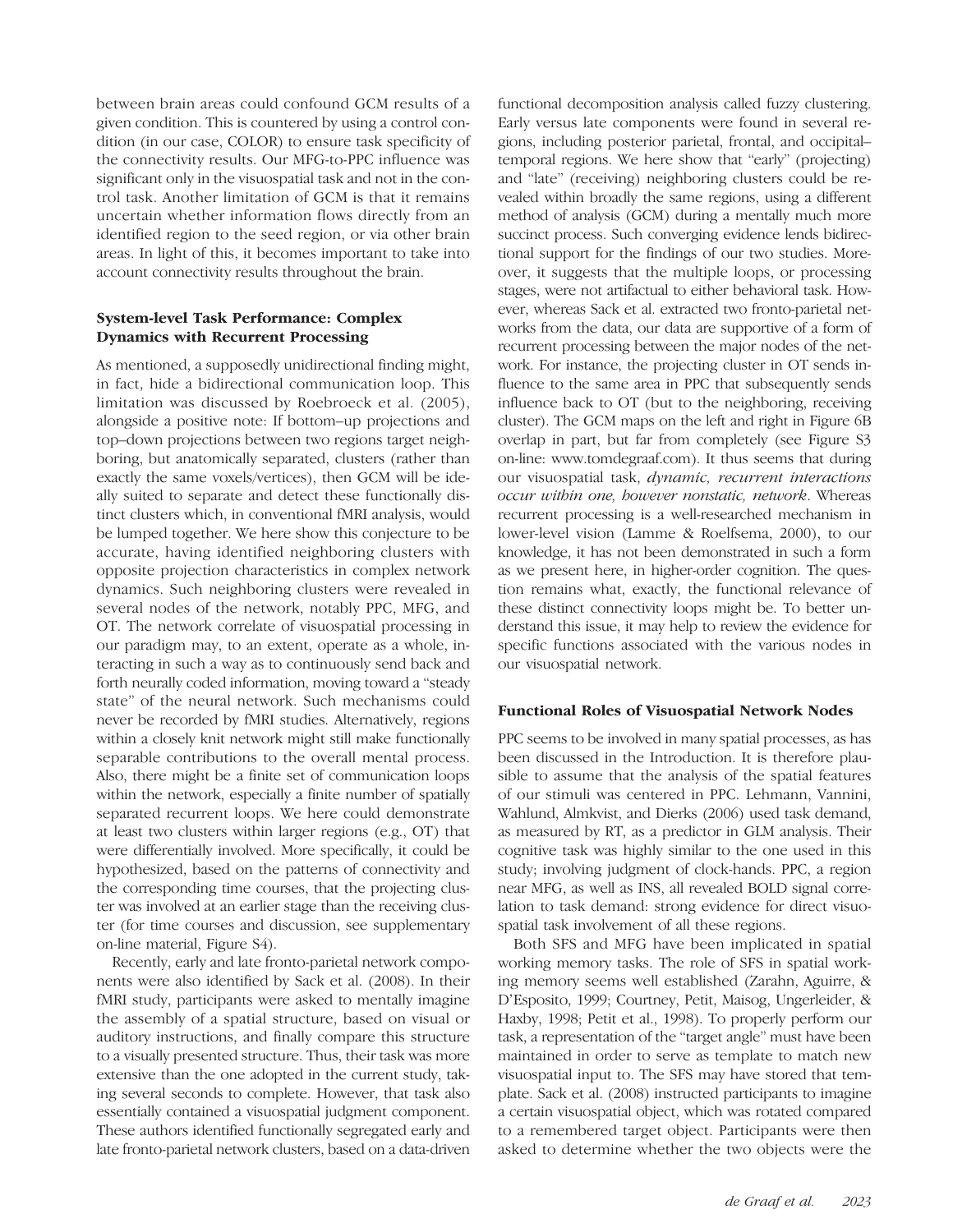between brain areas could confound GCM results of a given condition. This is countered by using a control condition (in our case, COLOR) to ensure task specificity of the connectivity results. Our MFG-to-PPC influence was significant only in the visuospatial task and not in the control task. Another limitation of GCM is that it remains uncertain whether information flows directly from an identified region to the seed region, or via other brain areas. In light of this, it becomes important to take into account connectivity results throughout the brain.

### System-level Task Performance: Complex Dynamics with Recurrent Processing

As mentioned, a supposedly unidirectional finding might, in fact, hide a bidirectional communication loop. This limitation was discussed by Roebroeck et al. (2005), alongside a positive note: If bottom–up projections and top–down projections between two regions target neighboring, but anatomically separated, clusters (rather than exactly the same voxels/vertices), then GCM will be ideally suited to separate and detect these functionally distinct clusters which, in conventional fMRI analysis, would be lumped together. We here show this conjecture to be accurate, having identified neighboring clusters with opposite projection characteristics in complex network dynamics. Such neighboring clusters were revealed in several nodes of the network, notably PPC, MFG, and OT. The network correlate of visuospatial processing in our paradigm may, to an extent, operate as a whole, interacting in such a way as to continuously send back and forth neurally coded information, moving toward a "steady state" of the neural network. Such mechanisms could never be recorded by fMRI studies. Alternatively, regions within a closely knit network might still make functionally separable contributions to the overall mental process. Also, there might be a finite set of communication loops within the network, especially a finite number of spatially separated recurrent loops. We here could demonstrate at least two clusters within larger regions (e.g., OT) that were differentially involved. More specifically, it could be hypothesized, based on the patterns of connectivity and the corresponding time courses, that the projecting cluster was involved at an earlier stage than the receiving cluster (for time courses and discussion, see supplementary on-line material, Figure S4).

Recently, early and late fronto-parietal network components were also identified by Sack et al. (2008). In their fMRI study, participants were asked to mentally imagine the assembly of a spatial structure, based on visual or auditory instructions, and finally compare this structure to a visually presented structure. Thus, their task was more extensive than the one adopted in the current study, taking several seconds to complete. However, that task also essentially contained a visuospatial judgment component. These authors identified functionally segregated early and late fronto-parietal network clusters, based on a data-driven functional decomposition analysis called fuzzy clustering. Early versus late components were found in several regions, including posterior parietal, frontal, and occipital–temporal regions. We here show that "early" (projecting) and "late" (receiving) neighboring clusters could be revealed within broadly the same regions, using a different method of analysis (GCM) during a mentally much more succinct process. Such converging evidence lends bidirectional support for the findings of our two studies. Moreover, it suggests that the multiple loops, or processing stages, were not artifactual to either behavioral task. However, whereas Sack et al. extracted two fronto-parietal networks from the data, our data are supportive of a form of recurrent processing between the major nodes of the network. For instance, the projecting cluster in OT sends influence to the same area in PPC that subsequently sends influence back to OT (but to the neighboring, receiving cluster). The GCM maps on the left and right in Figure 6B overlap in part, but far from completely (see Figure S3 on-line: www.tomdegraaf.com). It thus seems that during our visuospatial task, *dynamic, recurrent interactions occur within one, however nonstatic, network*. Whereas recurrent processing is a well-researched mechanism in lower-level vision (Lamme & Roelfsema, 2000), to our knowledge, it has not been demonstrated in such a form as we present here, in higher-order cognition. The question remains what, exactly, the functional relevance of these distinct connectivity loops might be. To better understand this issue, it may help to review the evidence for specific functions associated with the various nodes in our visuospatial network.

### Functional Roles of Visuospatial Network Nodes

PPC seems to be involved in many spatial processes, as has been discussed in the Introduction. It is therefore plausible to assume that the analysis of the spatial features of our stimuli was centered in PPC. Lehmann, Vannini, Wahlund, Almkvist, and Dierks (2006) used task demand, as measured by RT, as a predictor in GLM analysis. Their cognitive task was highly similar to the one used in this study; involving judgment of clock-hands. PPC, a region near MFG, as well as INS, all revealed BOLD signal correlation to task demand: strong evidence for direct visuospatial task involvement of all these regions.

Both SFS and MFG have been implicated in spatial working memory tasks. The role of SFS in spatial working memory seems well established (Zarahn, Aguirre, & D'Esposito, 1999; Courtney, Petit, Maisog, Ungerleider, & Haxby, 1998; Petit et al., 1998). To properly perform our task, a representation of the "target angle" must have been maintained in order to serve as template to match new visuospatial input to. The SFS may have stored that template. Sack et al. (2008) instructed participants to imagine a certain visuospatial object, which was rotated compared to a remembered target object. Participants were then asked to determine whether the two objects were the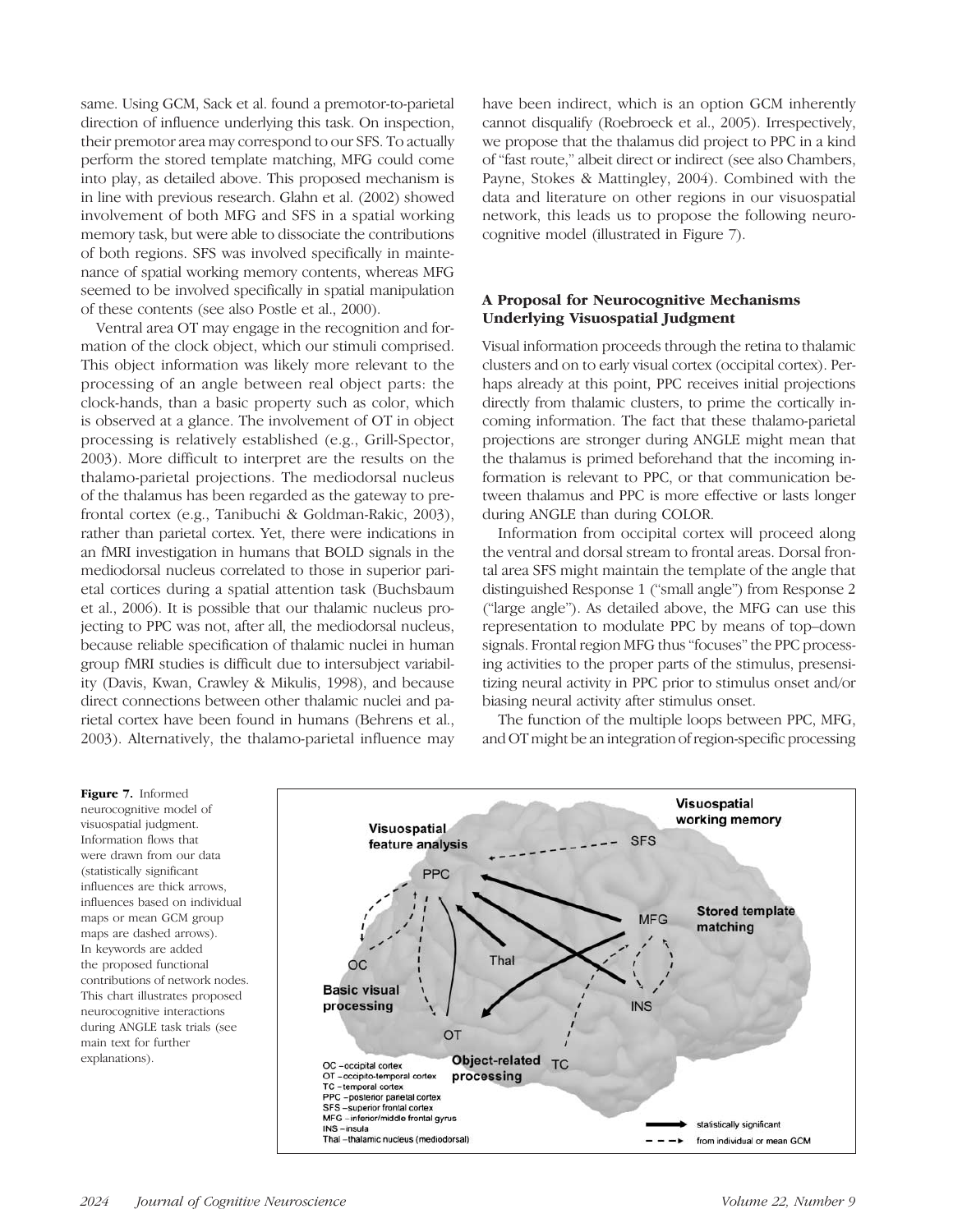same. Using GCM, Sack et al. found a premotor-to-parietal direction of influence underlying this task. On inspection, their premotor area may correspond to our SFS. To actually perform the stored template matching, MFG could come into play, as detailed above. This proposed mechanism is in line with previous research. Glahn et al. (2002) showed involvement of both MFG and SFS in a spatial working memory task, but were able to dissociate the contributions of both regions. SFS was involved specifically in maintenance of spatial working memory contents, whereas MFG seemed to be involved specifically in spatial manipulation of these contents (see also Postle et al., 2000).

Ventral area OT may engage in the recognition and formation of the clock object, which our stimuli comprised. This object information was likely more relevant to the processing of an angle between real object parts: the clock-hands, than a basic property such as color, which is observed at a glance. The involvement of OT in object processing is relatively established (e.g., Grill-Spector, 2003). More difficult to interpret are the results on the thalamo-parietal projections. The mediodorsal nucleus of the thalamus has been regarded as the gateway to prefrontal cortex (e.g., Tanibuchi & Goldman-Rakic, 2003), rather than parietal cortex. Yet, there were indications in an fMRI investigation in humans that BOLD signals in the mediodorsal nucleus correlated to those in superior parietal cortices during a spatial attention task (Buchsbaum et al., 2006). It is possible that our thalamic nucleus projecting to PPC was not, after all, the mediodorsal nucleus, because reliable specification of thalamic nuclei in human group fMRI studies is difficult due to intersubject variability (Davis, Kwan, Crawley & Mikulis, 1998), and because direct connections between other thalamic nuclei and parietal cortex have been found in humans (Behrens et al., 2003). Alternatively, the thalamo-parietal influence may have been indirect, which is an option GCM inherently cannot disqualify (Roebroeck et al., 2005). Irrespectively, we propose that the thalamus did project to PPC in a kind of "fast route," albeit direct or indirect (see also Chambers, Payne, Stokes & Mattingley, 2004). Combined with the data and literature on other regions in our visuospatial network, this leads us to propose the following neurocognitive model (illustrated in Figure 7).

## A Proposal for Neurocognitive Mechanisms Underlying Visuospatial Judgment

Visual information proceeds through the retina to thalamic clusters and on to early visual cortex (occipital cortex). Perhaps already at this point, PPC receives initial projections directly from thalamic clusters, to prime the cortically incoming information. The fact that these thalamo-parietal projections are stronger during ANGLE might mean that the thalamus is primed beforehand that the incoming information is relevant to PPC, or that communication between thalamus and PPC is more effective or lasts longer during ANGLE than during COLOR.

Information from occipital cortex will proceed along the ventral and dorsal stream to frontal areas. Dorsal frontal area SFS might maintain the template of the angle that distinguished Response 1 ("small angle") from Response 2 ("large angle"). As detailed above, the MFG can use this representation to modulate PPC by means of top–down signals. Frontal region MFG thus "focuses" the PPC processing activities to the proper parts of the stimulus, presensitizing neural activity in PPC prior to stimulus onset and/or biasing neural activity after stimulus onset.

The function of the multiple loops between PPC, MFG, and OT might be an integration of region-specific processing

**Figure 7.** Informed neurocognitive model of visuospatial judgment. Information flows that were drawn from our data (statistically significant influences are thick arrows, influences based on individual maps or mean GCM group maps are dashed arrows). In keywords are added the proposed functional contributions of network nodes. This chart illustrates proposed neurocognitive interactions during ANGLE task trials (see main text for further explanations).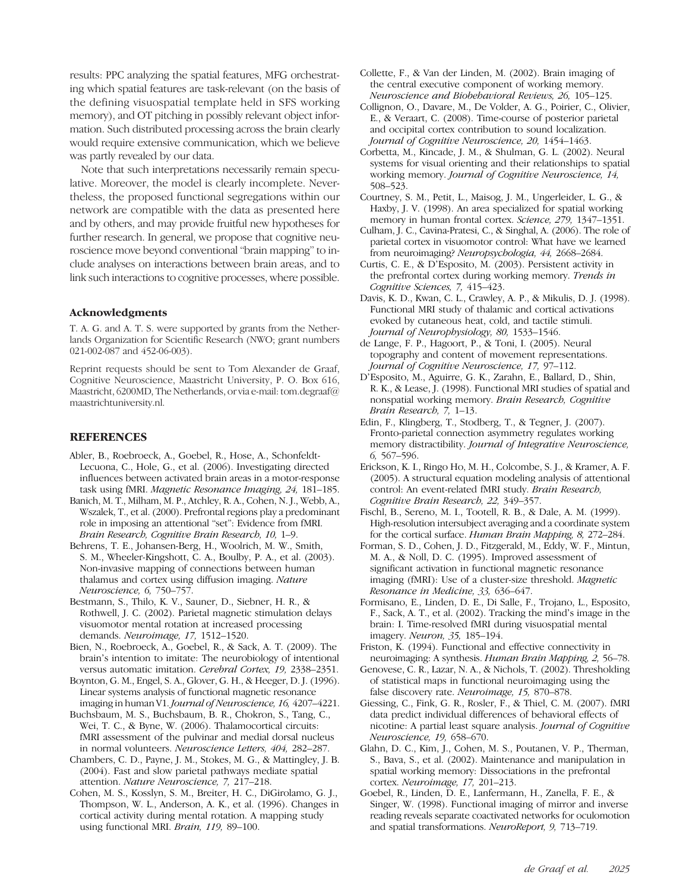results: PPC analyzing the spatial features, MFG orchestrating which spatial features are task-relevant (on the basis of the defining visuospatial template held in SFS working memory), and OT pitching in possibly relevant object information. Such distributed processing across the brain clearly would require extensive communication, which we believe was partly revealed by our data.

Note that such interpretations necessarily remain speculative. Moreover, the model is clearly incomplete. Nevertheless, the proposed functional segregations within our network are compatible with the data as presented here and by others, and may provide fruitful new hypotheses for further research. In general, we propose that cognitive neuroscience move beyond conventional "brain mapping" to include analyses on interactions between brain areas, and to link such interactions to cognitive processes, where possible.

### Acknowledgments

T. A. G. and A. T. S. were supported by grants from the Netherlands Organization for Scientific Research (NWO; grant numbers 021-002-087 and 452-06-003).

Reprint requests should be sent to Tom Alexander de Graaf, Cognitive Neuroscience, Maastricht University, P. O. Box 616, Maastricht, 6200MD, The Netherlands, or via e-mail: tom.degraaf@maastrichtuniversity.nl.

## REFERENCES

Abler, B., Roebroeck, A., Goebel, R., Hose, A., Schonfeldt-Lecuona, C., Hole, G., et al. (2006). Investigating directed influences between activated brain areas in a motor-response task using fMRI. *Magnetic Resonance Imaging, 24,* 181–185.

Banich, M. T., Milham, M. P., Atchley, R. A., Cohen, N. J., Webb, A., Wszalek, T., et al. (2000). Prefrontal regions play a predominant role in imposing an attentional "set": Evidence from fMRI. *Brain Research, Cognitive Brain Research, 10,* 1–9.

Behrens, T. E., Johansen-Berg, H., Woolrich, M. W., Smith, S. M., Wheeler-Kingshott, C. A., Boulby, P. A., et al. (2003). Non-invasive mapping of connections between human thalamus and cortex using diffusion imaging. *Nature Neuroscience, 6,* 750–757.

Bestmann, S., Thilo, K. V., Sauner, D., Siebner, H. R., & Rothwell, J. C. (2002). Parietal magnetic stimulation delays visuomotor mental rotation at increased processing demands. *Neuroimage, 17,* 1512–1520.

Bien, N., Roebroeck, A., Goebel, R., & Sack, A. T. (2009). The brain's intention to imitate: The neurobiology of intentional versus automatic imitation. *Cerebral Cortex, 19,* 2338–2351.

Boynton, G. M., Engel, S. A., Glover, G. H., & Heeger, D. J. (1996). Linear systems analysis of functional magnetic resonance imaging in human V1. *Journal of Neuroscience, 16,* 4207–4221.

Buchsbaum, M. S., Buchsbaum, B. R., Chokron, S., Tang, C., Wei, T. C., & Byne, W. (2006). Thalamocortical circuits: fMRI assessment of the pulvinar and medial dorsal nucleus in normal volunteers. *Neuroscience Letters, 404,* 282–287.

Chambers, C. D., Payne, J. M., Stokes, M. G., & Mattingley, J. B. (2004). Fast and slow parietal pathways mediate spatial attention. *Nature Neuroscience, 7,* 217–218.

Cohen, M. S., Kosslyn, S. M., Breiter, H. C., DiGirolamo, G. J., Thompson, W. L., Anderson, A. K., et al. (1996). Changes in cortical activity during mental rotation. A mapping study using functional MRI. *Brain, 119,* 89–100.

Collette, F., & Van der Linden, M. (2002). Brain imaging of the central executive component of working memory. *Neuroscience and Biobehavioral Reviews, 26,* 105–125.

Collignon, O., Davare, M., De Volder, A. G., Poirier, C., Olivier, E., & Veraart, C. (2008). Time-course of posterior parietal and occipital cortex contribution to sound localization. *Journal of Cognitive Neuroscience, 20,* 1454–1463.

Corbetta, M., Kincade, J. M., & Shulman, G. L. (2002). Neural systems for visual orienting and their relationships to spatial working memory. *Journal of Cognitive Neuroscience, 14,* 508–523.

Courtney, S. M., Petit, L., Maisog, J. M., Ungerleider, L. G., & Haxby, J. V. (1998). An area specialized for spatial working memory in human frontal cortex. *Science, 279,* 1347–1351.

Culham, J. C., Cavina-Pratesi, C., & Singhal, A. (2006). The role of parietal cortex in visuomotor control: What have we learned from neuroimaging? *Neuropsychologia, 44,* 2668–2684.

Curtis, C. E., & D'Esposito, M. (2003). Persistent activity in the prefrontal cortex during working memory. *Trends in Cognitive Sciences, 7,* 415–423.

Davis, K. D., Kwan, C. L., Crawley, A. P., & Mikulis, D. J. (1998). Functional MRI study of thalamic and cortical activations evoked by cutaneous heat, cold, and tactile stimuli. *Journal of Neurophysiology, 80,* 1533–1546.

de Lange, F. P., Hagoort, P., & Toni, I. (2005). Neural topography and content of movement representations. *Journal of Cognitive Neuroscience, 17,* 97–112.

D'Esposito, M., Aguirre, G. K., Zarahn, E., Ballard, D., Shin, R. K., & Lease, J. (1998). Functional MRI studies of spatial and nonspatial working memory. *Brain Research, Cognitive Brain Research, 7,* 1–13.

Edin, F., Klingberg, T., Stodberg, T., & Tegner, J. (2007). Fronto-parietal connection asymmetry regulates working memory distractibility. *Journal of Integrative Neuroscience, 6,* 567–596.

Erickson, K. I., Ringo Ho, M. H., Colcombe, S. J., & Kramer, A. F. (2005). A structural equation modeling analysis of attentional control: An event-related fMRI study. *Brain Research, Cognitive Brain Research, 22,* 349–357.

Fischl, B., Sereno, M. I., Tootell, R. B., & Dale, A. M. (1999). High-resolution intersubject averaging and a coordinate system for the cortical surface. *Human Brain Mapping, 8,* 272–284.

Forman, S. D., Cohen, J. D., Fitzgerald, M., Eddy, W. F., Mintun, M. A., & Noll, D. C. (1995). Improved assessment of significant activation in functional magnetic resonance imaging (fMRI): Use of a cluster-size threshold. *Magnetic Resonance in Medicine, 33,* 636–647.

Formisano, E., Linden, D. E., Di Salle, F., Trojano, L., Esposito, F., Sack, A. T., et al. (2002). Tracking the mind's image in the brain: I. Time-resolved fMRI during visuospatial mental imagery. *Neuron, 35,* 185–194.

Friston, K. (1994). Functional and effective connectivity in neuroimaging: A synthesis. *Human Brain Mapping, 2,* 56–78.

Genovese, C. R., Lazar, N. A., & Nichols, T. (2002). Thresholding of statistical maps in functional neuroimaging using the false discovery rate. *Neuroimage, 15,* 870–878.

Giessing, C., Fink, G. R., Rosler, F., & Thiel, C. M. (2007). fMRI data predict individual differences of behavioral effects of nicotine: A partial least square analysis. *Journal of Cognitive Neuroscience, 19,* 658–670.

Glahn, D. C., Kim, J., Cohen, M. S., Poutanen, V. P., Therman, S., Bava, S., et al. (2002). Maintenance and manipulation in spatial working memory: Dissociations in the prefrontal cortex. *Neuroimage, 17,* 201–213.

Goebel, R., Linden, D. E., Lanfermann, H., Zanella, F. E., & Singer, W. (1998). Functional imaging of mirror and inverse reading reveals separate coactivated networks for oculomotion and spatial transformations. *NeuroReport, 9,* 713–719.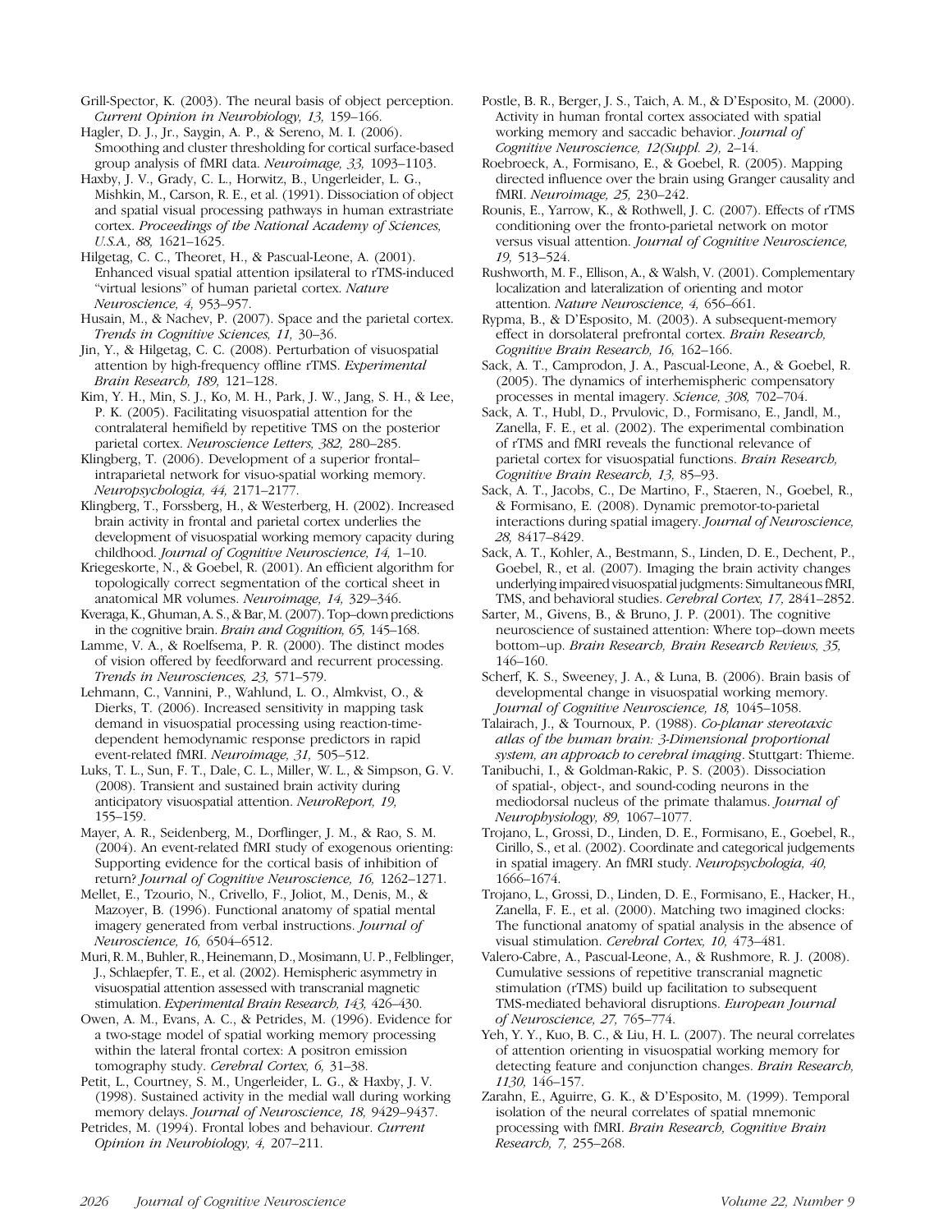Grill-Spector, K. (2003). The neural basis of object perception. *Current Opinion in Neurobiology, 13,* 159–166.

Hagler, D. J., Jr., Saygin, A. P., & Sereno, M. I. (2006). Smoothing and cluster thresholding for cortical surface-based group analysis of fMRI data. *Neuroimage, 33,* 1093–1103.

Haxby, J. V., Grady, C. L., Horwitz, B., Ungerleider, L. G., Mishkin, M., Carson, R. E., et al. (1991). Dissociation of object and spatial visual processing pathways in human extrastriate cortex. *Proceedings of the National Academy of Sciences, U.S.A., 88,* 1621–1625.

Hilgetag, C. C., Theoret, H., & Pascual-Leone, A. (2001). Enhanced visual spatial attention ipsilateral to rTMS-induced "virtual lesions" of human parietal cortex. *Nature Neuroscience, 4,* 953–957.

Husain, M., & Nachev, P. (2007). Space and the parietal cortex. *Trends in Cognitive Sciences, 11,* 30–36.

Jin, Y., & Hilgetag, C. C. (2008). Perturbation of visuospatial attention by high-frequency offline rTMS. *Experimental Brain Research, 189,* 121–128.

Kim, Y. H., Min, S. J., Ko, M. H., Park, J. W., Jang, S. H., & Lee, P. K. (2005). Facilitating visuospatial attention for the contralateral hemifield by repetitive TMS on the posterior parietal cortex. *Neuroscience Letters, 382,* 280–285.

Klingberg, T. (2006). Development of a superior frontal–intraparietal network for visuo-spatial working memory. *Neuropsychologia, 44,* 2171–2177.

Klingberg, T., Forssberg, H., & Westerberg, H. (2002). Increased brain activity in frontal and parietal cortex underlies the development of visuospatial working memory capacity during childhood. *Journal of Cognitive Neuroscience, 14,* 1–10.

Kriegeskorte, N., & Goebel, R. (2001). An efficient algorithm for topologically correct segmentation of the cortical sheet in anatomical MR volumes. *Neuroimage, 14,* 329–346.

Kveraga, K., Ghuman, A. S., & Bar, M. (2007). Top–down predictions in the cognitive brain. *Brain and Cognition, 65,* 145–168.

Lamme, V. A., & Roelfsema, P. R. (2000). The distinct modes of vision offered by feedforward and recurrent processing. *Trends in Neurosciences, 23,* 571–579.

Lehmann, C., Vannini, P., Wahlund, L. O., Almkvist, O., & Dierks, T. (2006). Increased sensitivity in mapping task demand in visuospatial processing using reaction-time-dependent hemodynamic response predictors in rapid event-related fMRI. *Neuroimage, 31,* 505–512.

Luks, T. L., Sun, F. T., Dale, C. L., Miller, W. L., & Simpson, G. V. (2008). Transient and sustained brain activity during anticipatory visuospatial attention. *NeuroReport, 19,* 155–159.

Mayer, A. R., Seidenberg, M., Dorflinger, J. M., & Rao, S. M. (2004). An event-related fMRI study of exogenous orienting: Supporting evidence for the cortical basis of inhibition of return? *Journal of Cognitive Neuroscience, 16,* 1262–1271.

Mellet, E., Tzourio, N., Crivello, F., Joliot, M., Denis, M., & Mazoyer, B. (1996). Functional anatomy of spatial mental imagery generated from verbal instructions. *Journal of Neuroscience, 16,* 6504–6512.

Muri, R. M., Buhler, R., Heinemann, D., Mosimann, U. P., Felblinger, J., Schlaepfer, T. E., et al. (2002). Hemispheric asymmetry in visuospatial attention assessed with transcranial magnetic stimulation. *Experimental Brain Research, 143,* 426–430.

Owen, A. M., Evans, A. C., & Petrides, M. (1996). Evidence for a two-stage model of spatial working memory processing within the lateral frontal cortex: A positron emission tomography study. *Cerebral Cortex, 6,* 31–38.

Petit, L., Courtney, S. M., Ungerleider, L. G., & Haxby, J. V. (1998). Sustained activity in the medial wall during working memory delays. *Journal of Neuroscience, 18,* 9429–9437.

Petrides, M. (1994). Frontal lobes and behaviour. *Current Opinion in Neurobiology, 4,* 207–211.

Postle, B. R., Berger, J. S., Taich, A. M., & D'Esposito, M. (2000). Activity in human frontal cortex associated with spatial working memory and saccadic behavior. *Journal of Cognitive Neuroscience, 12(Suppl. 2),* 2–14.

Roebroeck, A., Formisano, E., & Goebel, R. (2005). Mapping directed influence over the brain using Granger causality and fMRI. *Neuroimage, 25,* 230–242.

Rounis, E., Yarrow, K., & Rothwell, J. C. (2007). Effects of rTMS conditioning over the fronto-parietal network on motor versus visual attention. *Journal of Cognitive Neuroscience, 19,* 513–524.

Rushworth, M. F., Ellison, A., & Walsh, V. (2001). Complementary localization and lateralization of orienting and motor attention. *Nature Neuroscience, 4,* 656–661.

Rypma, B., & D'Esposito, M. (2003). A subsequent-memory effect in dorsolateral prefrontal cortex. *Brain Research, Cognitive Brain Research, 16,* 162–166.

Sack, A. T., Camprodon, J. A., Pascual-Leone, A., & Goebel, R. (2005). The dynamics of interhemispheric compensatory processes in mental imagery. *Science, 308,* 702–704.

Sack, A. T., Hubl, D., Prvulovic, D., Formisano, E., Jandl, M., Zanella, F. E., et al. (2002). The experimental combination of rTMS and fMRI reveals the functional relevance of parietal cortex for visuospatial functions. *Brain Research, Cognitive Brain Research, 13,* 85–93.

Sack, A. T., Jacobs, C., De Martino, F., Staeren, N., Goebel, R., & Formisano, E. (2008). Dynamic premotor-to-parietal interactions during spatial imagery. *Journal of Neuroscience, 28,* 8417–8429.

Sack, A. T., Kohler, A., Bestmann, S., Linden, D. E., Dechent, P., Goebel, R., et al. (2007). Imaging the brain activity changes underlying impaired visuospatial judgments: Simultaneous fMRI, TMS, and behavioral studies. *Cerebral Cortex, 17,* 2841–2852.

Sarter, M., Givens, B., & Bruno, J. P. (2001). The cognitive neuroscience of sustained attention: Where top–down meets bottom–up. *Brain Research, Brain Research Reviews, 35,* 146–160.

Scherf, K. S., Sweeney, J. A., & Luna, B. (2006). Brain basis of developmental change in visuospatial working memory. *Journal of Cognitive Neuroscience, 18,* 1045–1058.

Talairach, J., & Tournoux, P. (1988). *Co-planar stereotaxic atlas of the human brain: 3-Dimensional proportional system, an approach to cerebral imaging*. Stuttgart: Thieme.

Tanibuchi, I., & Goldman-Rakic, P. S. (2003). Dissociation of spatial-, object-, and sound-coding neurons in the mediodorsal nucleus of the primate thalamus. *Journal of Neurophysiology, 89,* 1067–1077.

Trojano, L., Grossi, D., Linden, D. E., Formisano, E., Goebel, R., Cirillo, S., et al. (2002). Coordinate and categorical judgements in spatial imagery. An fMRI study. *Neuropsychologia, 40,* 1666–1674.

Trojano, L., Grossi, D., Linden, D. E., Formisano, E., Hacker, H., Zanella, F. E., et al. (2000). Matching two imagined clocks: The functional anatomy of spatial analysis in the absence of visual stimulation. *Cerebral Cortex, 10,* 473–481.

Valero-Cabre, A., Pascual-Leone, A., & Rushmore, R. J. (2008). Cumulative sessions of repetitive transcranial magnetic stimulation (rTMS) build up facilitation to subsequent TMS-mediated behavioral disruptions. *European Journal of Neuroscience, 27,* 765–774.

Yeh, Y. Y., Kuo, B. C., & Liu, H. L. (2007). The neural correlates of attention orienting in visuospatial working memory for detecting feature and conjunction changes. *Brain Research, 1130,* 146–157.

Zarahn, E., Aguirre, G. K., & D'Esposito, M. (1999). Temporal isolation of the neural correlates of spatial mnemonic processing with fMRI. *Brain Research, Cognitive Brain Research, 7,* 255–268.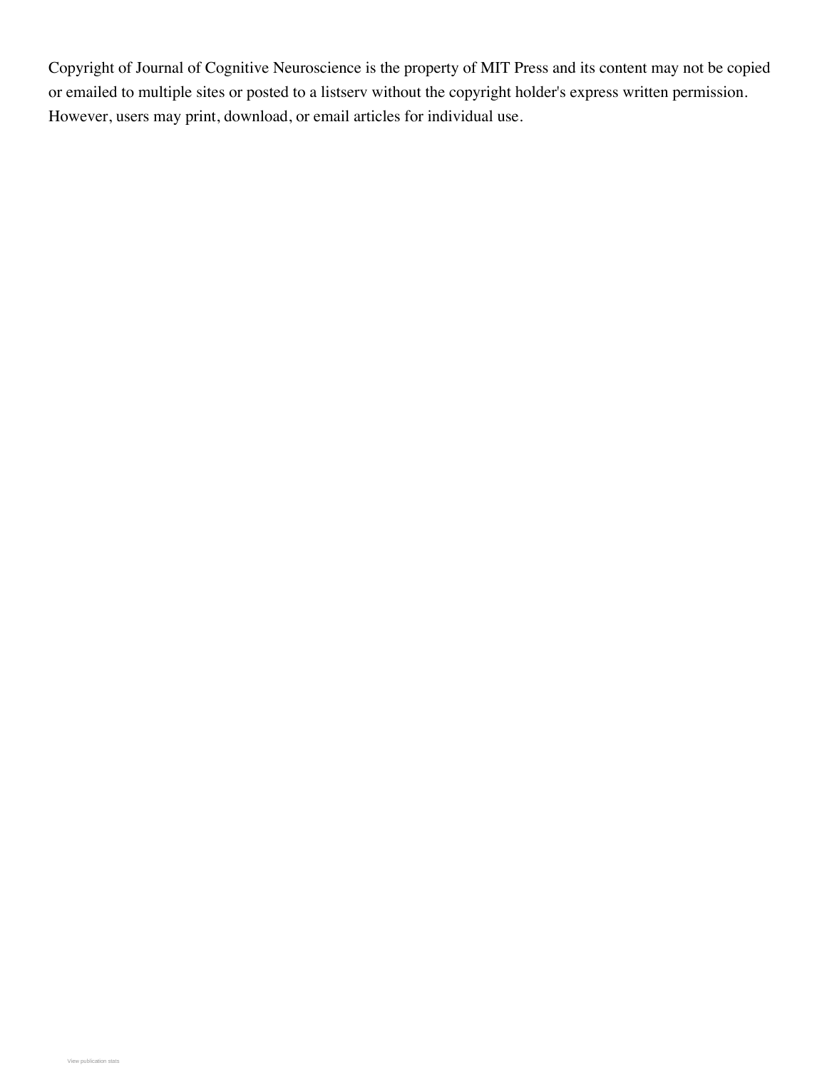Copyright of Journal of Cognitive Neuroscience is the property of MIT Press and its content may not be copied or emailed to multiple sites or posted to a listserv without the copyright holder's express written permission. However, users may print, download, or email articles for individual use.